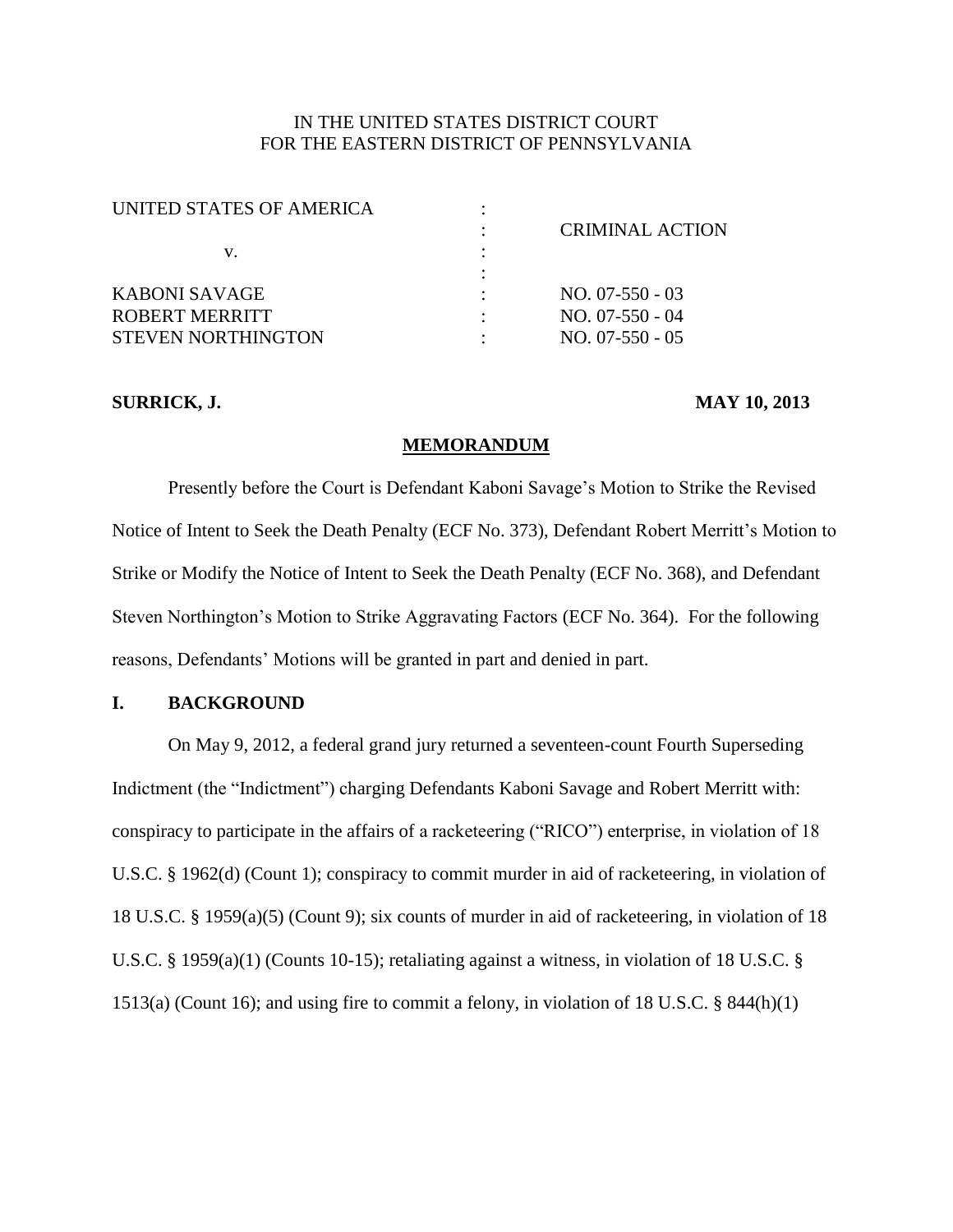IN THE UNITED STATES DISTRICT COURT
FOR THE EASTERN DISTRICT OF PENNSYLVANIA

| | | |
|---|---|---|
| UNITED STATES OF AMERICA | : | |
| | : | CRIMINAL ACTION |
| v. | : | |
| | : | |
| KABONI SAVAGE | : | NO. 07-550 - 03 |
| ROBERT MERRITT | : | NO. 07-550 - 04 |
| STEVEN NORTHINGTON | : | NO. 07-550 - 05 |

**SURRICK, J.** **MAY 10, 2013**

**MEMORANDUM**

Presently before the Court is Defendant Kaboni Savage's Motion to Strike the Revised Notice of Intent to Seek the Death Penalty (ECF No. 373), Defendant Robert Merritt's Motion to Strike or Modify the Notice of Intent to Seek the Death Penalty (ECF No. 368), and Defendant Steven Northington's Motion to Strike Aggravating Factors (ECF No. 364). For the following reasons, Defendants' Motions will be granted in part and denied in part.

## I. BACKGROUND

On May 9, 2012, a federal grand jury returned a seventeen-count Fourth Superseding Indictment (the "Indictment") charging Defendants Kaboni Savage and Robert Merritt with: conspiracy to participate in the affairs of a racketeering ("RICO") enterprise, in violation of 18 U.S.C. § 1962(d) (Count 1); conspiracy to commit murder in aid of racketeering, in violation of 18 U.S.C. § 1959(a)(5) (Count 9); six counts of murder in aid of racketeering, in violation of 18 U.S.C. § 1959(a)(1) (Counts 10-15); retaliating against a witness, in violation of 18 U.S.C. § 1513(a) (Count 16); and using fire to commit a felony, in violation of 18 U.S.C. § 844(h)(1)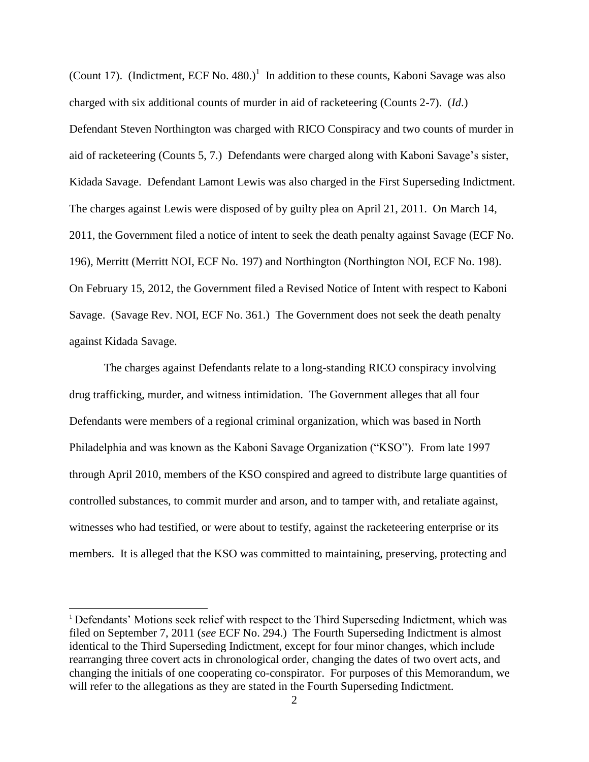(Count 17). (Indictment, ECF No. 480.)[1] In addition to these counts, Kaboni Savage was also charged with six additional counts of murder in aid of racketeering (Counts 2-7). (*Id.*) Defendant Steven Northington was charged with RICO Conspiracy and two counts of murder in aid of racketeering (Counts 5, 7.) Defendants were charged along with Kaboni Savage's sister, Kidada Savage. Defendant Lamont Lewis was also charged in the First Superseding Indictment. The charges against Lewis were disposed of by guilty plea on April 21, 2011. On March 14, 2011, the Government filed a notice of intent to seek the death penalty against Savage (ECF No. 196), Merritt (Merritt NOI, ECF No. 197) and Northington (Northington NOI, ECF No. 198). On February 15, 2012, the Government filed a Revised Notice of Intent with respect to Kaboni Savage. (Savage Rev. NOI, ECF No. 361.) The Government does not seek the death penalty against Kidada Savage.

The charges against Defendants relate to a long-standing RICO conspiracy involving drug trafficking, murder, and witness intimidation. The Government alleges that all four Defendants were members of a regional criminal organization, which was based in North Philadelphia and was known as the Kaboni Savage Organization ("KSO"). From late 1997 through April 2010, members of the KSO conspired and agreed to distribute large quantities of controlled substances, to commit murder and arson, and to tamper with, and retaliate against, witnesses who had testified, or were about to testify, against the racketeering enterprise or its members. It is alleged that the KSO was committed to maintaining, preserving, protecting and

---

[1] Defendants' Motions seek relief with respect to the Third Superseding Indictment, which was filed on September 7, 2011 (*see* ECF No. 294.) The Fourth Superseding Indictment is almost identical to the Third Superseding Indictment, except for four minor changes, which include rearranging three covert acts in chronological order, changing the dates of two overt acts, and changing the initials of one cooperating co-conspirator. For purposes of this Memorandum, we will refer to the allegations as they are stated in the Fourth Superseding Indictment.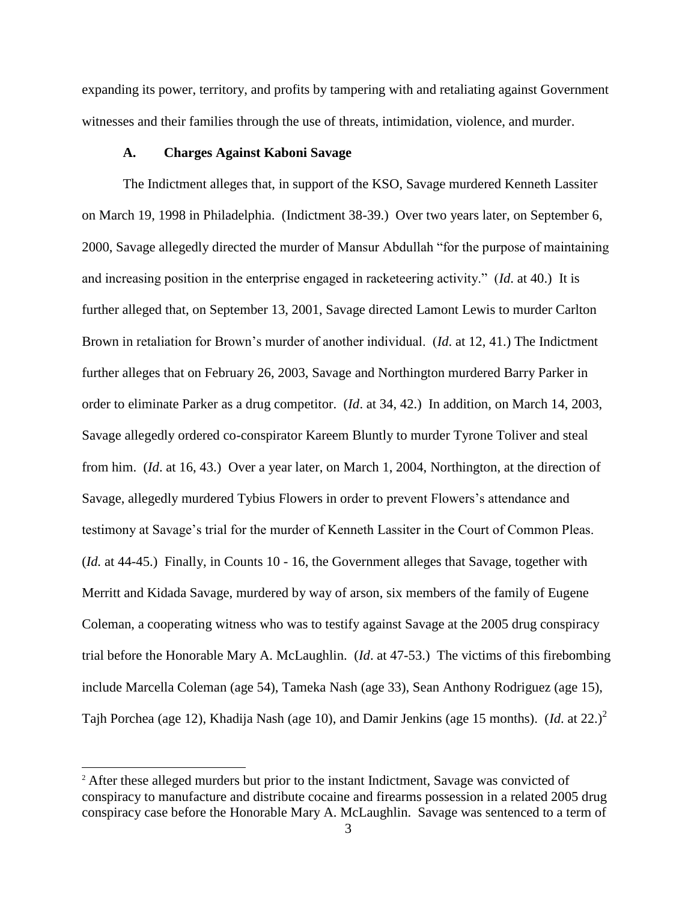expanding its power, territory, and profits by tampering with and retaliating against Government witnesses and their families through the use of threats, intimidation, violence, and murder.

### A. Charges Against Kaboni Savage

The Indictment alleges that, in support of the KSO, Savage murdered Kenneth Lassiter on March 19, 1998 in Philadelphia. (Indictment 38-39.) Over two years later, on September 6, 2000, Savage allegedly directed the murder of Mansur Abdullah "for the purpose of maintaining and increasing position in the enterprise engaged in racketeering activity." (*Id*. at 40.) It is further alleged that, on September 13, 2001, Savage directed Lamont Lewis to murder Carlton Brown in retaliation for Brown's murder of another individual. (*Id*. at 12, 41.) The Indictment further alleges that on February 26, 2003, Savage and Northington murdered Barry Parker in order to eliminate Parker as a drug competitor. (*Id*. at 34, 42.) In addition, on March 14, 2003, Savage allegedly ordered co-conspirator Kareem Bluntly to murder Tyrone Toliver and steal from him. (*Id*. at 16, 43.) Over a year later, on March 1, 2004, Northington, at the direction of Savage, allegedly murdered Tybius Flowers in order to prevent Flowers's attendance and testimony at Savage's trial for the murder of Kenneth Lassiter in the Court of Common Pleas. (*Id.* at 44-45.) Finally, in Counts 10 - 16, the Government alleges that Savage, together with Merritt and Kidada Savage, murdered by way of arson, six members of the family of Eugene Coleman, a cooperating witness who was to testify against Savage at the 2005 drug conspiracy trial before the Honorable Mary A. McLaughlin. (*Id*. at 47-53.) The victims of this firebombing include Marcella Coleman (age 54), Tameka Nash (age 33), Sean Anthony Rodriguez (age 15), Tajh Porchea (age 12), Khadija Nash (age 10), and Damir Jenkins (age 15 months). (*Id*. at 22.)[2]

[2] After these alleged murders but prior to the instant Indictment, Savage was convicted of conspiracy to manufacture and distribute cocaine and firearms possession in a related 2005 drug conspiracy case before the Honorable Mary A. McLaughlin. Savage was sentenced to a term of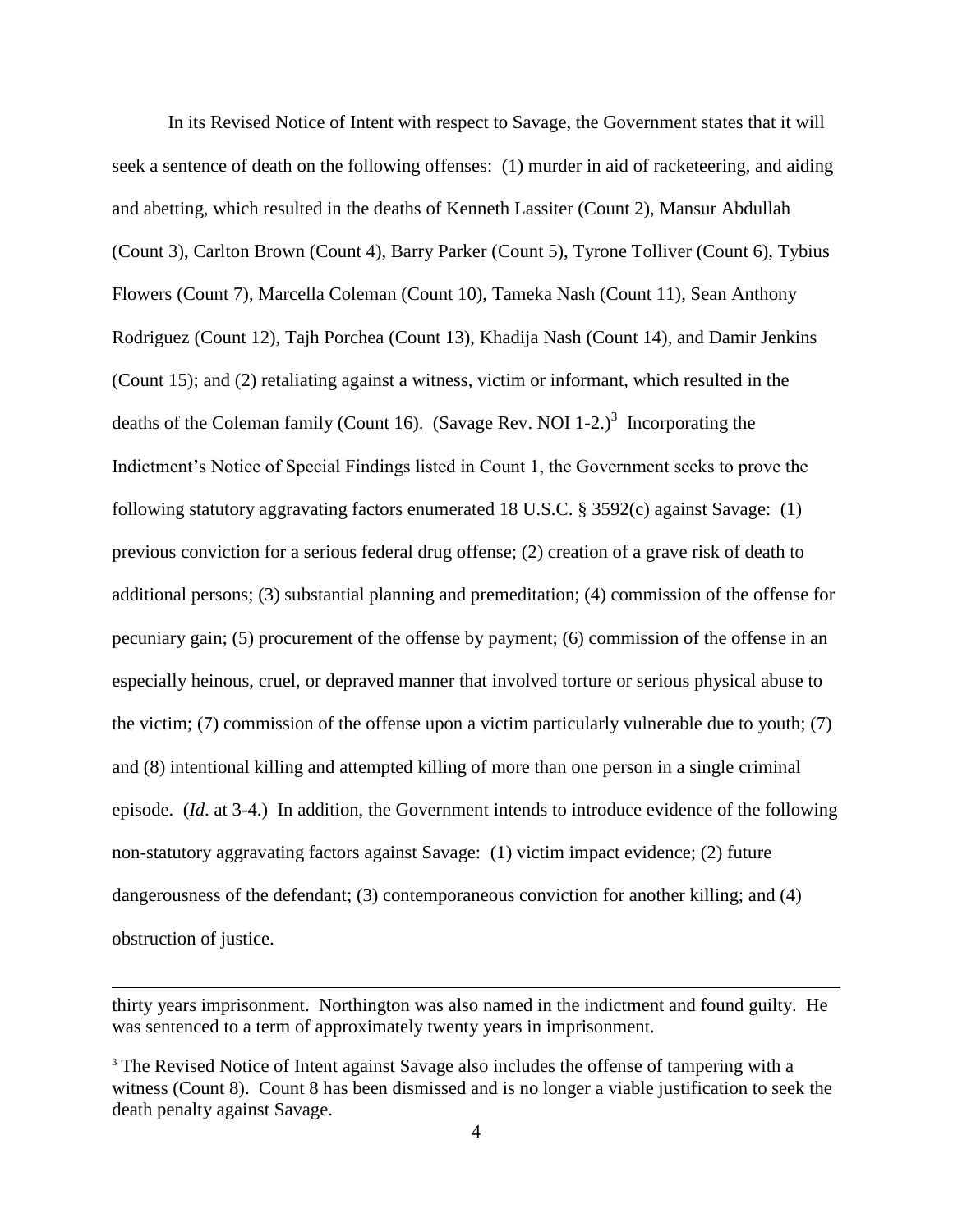In its Revised Notice of Intent with respect to Savage, the Government states that it will seek a sentence of death on the following offenses: (1) murder in aid of racketeering, and aiding and abetting, which resulted in the deaths of Kenneth Lassiter (Count 2), Mansur Abdullah (Count 3), Carlton Brown (Count 4), Barry Parker (Count 5), Tyrone Tolliver (Count 6), Tybius Flowers (Count 7), Marcella Coleman (Count 10), Tameka Nash (Count 11), Sean Anthony Rodriguez (Count 12), Tajh Porchea (Count 13), Khadija Nash (Count 14), and Damir Jenkins (Count 15); and (2) retaliating against a witness, victim or informant, which resulted in the deaths of the Coleman family (Count 16). (Savage Rev. NOI 1-2.)[3] Incorporating the Indictment's Notice of Special Findings listed in Count 1, the Government seeks to prove the following statutory aggravating factors enumerated 18 U.S.C. § 3592(c) against Savage: (1) previous conviction for a serious federal drug offense; (2) creation of a grave risk of death to additional persons; (3) substantial planning and premeditation; (4) commission of the offense for pecuniary gain; (5) procurement of the offense by payment; (6) commission of the offense in an especially heinous, cruel, or depraved manner that involved torture or serious physical abuse to the victim; (7) commission of the offense upon a victim particularly vulnerable due to youth; (7) and (8) intentional killing and attempted killing of more than one person in a single criminal episode. (*Id*. at 3-4.) In addition, the Government intends to introduce evidence of the following non-statutory aggravating factors against Savage: (1) victim impact evidence; (2) future dangerousness of the defendant; (3) contemporaneous conviction for another killing; and (4) obstruction of justice.

---

thirty years imprisonment. Northington was also named in the indictment and found guilty. He was sentenced to a term of approximately twenty years in imprisonment.

[3] The Revised Notice of Intent against Savage also includes the offense of tampering with a witness (Count 8). Count 8 has been dismissed and is no longer a viable justification to seek the death penalty against Savage.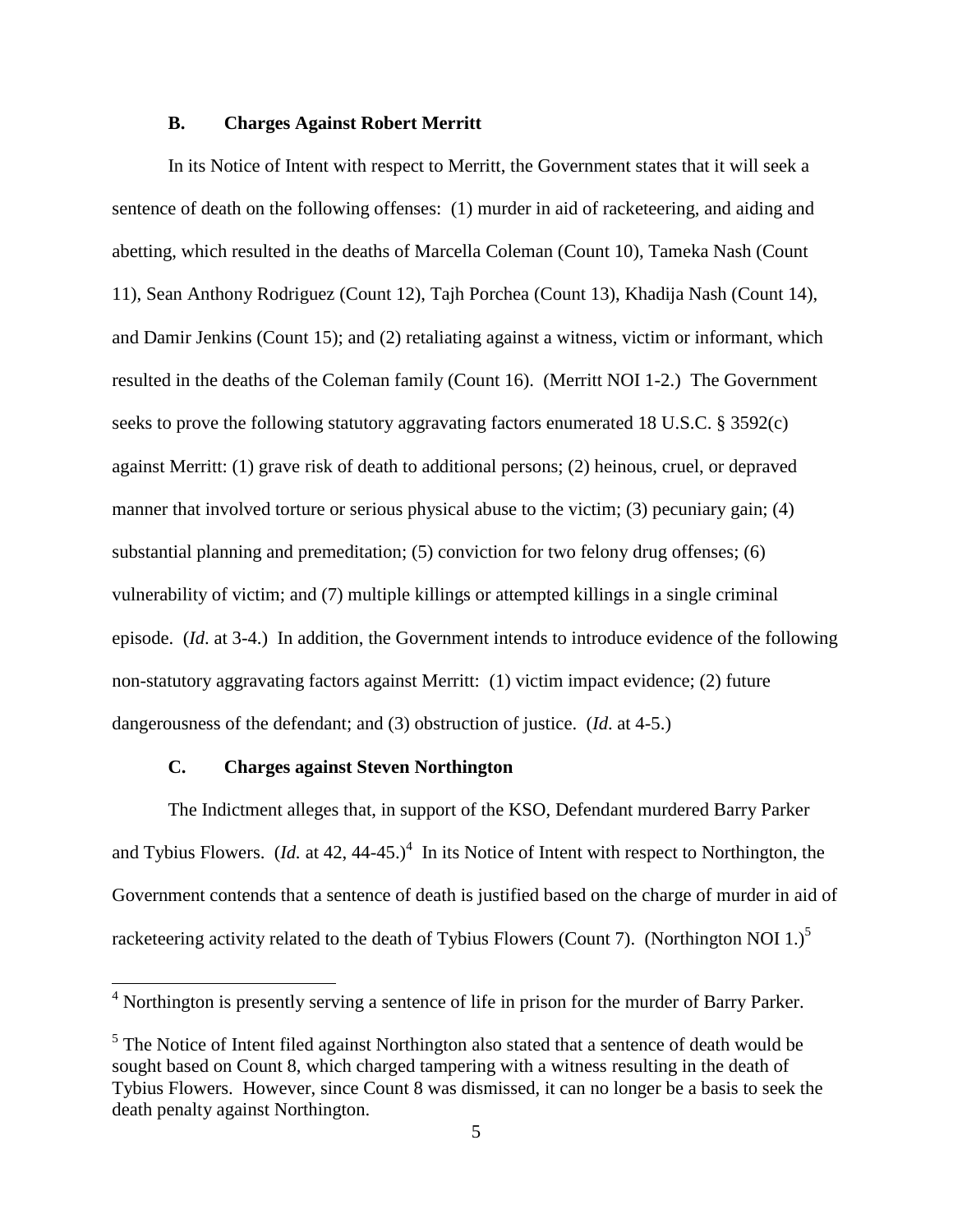### B. Charges Against Robert Merritt

In its Notice of Intent with respect to Merritt, the Government states that it will seek a sentence of death on the following offenses: (1) murder in aid of racketeering, and aiding and abetting, which resulted in the deaths of Marcella Coleman (Count 10), Tameka Nash (Count 11), Sean Anthony Rodriguez (Count 12), Tajh Porchea (Count 13), Khadija Nash (Count 14), and Damir Jenkins (Count 15); and (2) retaliating against a witness, victim or informant, which resulted in the deaths of the Coleman family (Count 16). (Merritt NOI 1-2.) The Government seeks to prove the following statutory aggravating factors enumerated 18 U.S.C. § 3592(c) against Merritt: (1) grave risk of death to additional persons; (2) heinous, cruel, or depraved manner that involved torture or serious physical abuse to the victim; (3) pecuniary gain; (4) substantial planning and premeditation; (5) conviction for two felony drug offenses; (6) vulnerability of victim; and (7) multiple killings or attempted killings in a single criminal episode. (*Id*. at 3-4.) In addition, the Government intends to introduce evidence of the following non-statutory aggravating factors against Merritt: (1) victim impact evidence; (2) future dangerousness of the defendant; and (3) obstruction of justice. (*Id*. at 4-5.)

### C. Charges against Steven Northington

The Indictment alleges that, in support of the KSO, Defendant murdered Barry Parker and Tybius Flowers. (*Id.* at 42, 44-45.)[4] In its Notice of Intent with respect to Northington, the Government contends that a sentence of death is justified based on the charge of murder in aid of racketeering activity related to the death of Tybius Flowers (Count 7). (Northington NOI 1.)[5]

[4] Northington is presently serving a sentence of life in prison for the murder of Barry Parker.

[5] The Notice of Intent filed against Northington also stated that a sentence of death would be sought based on Count 8, which charged tampering with a witness resulting in the death of Tybius Flowers. However, since Count 8 was dismissed, it can no longer be a basis to seek the death penalty against Northington.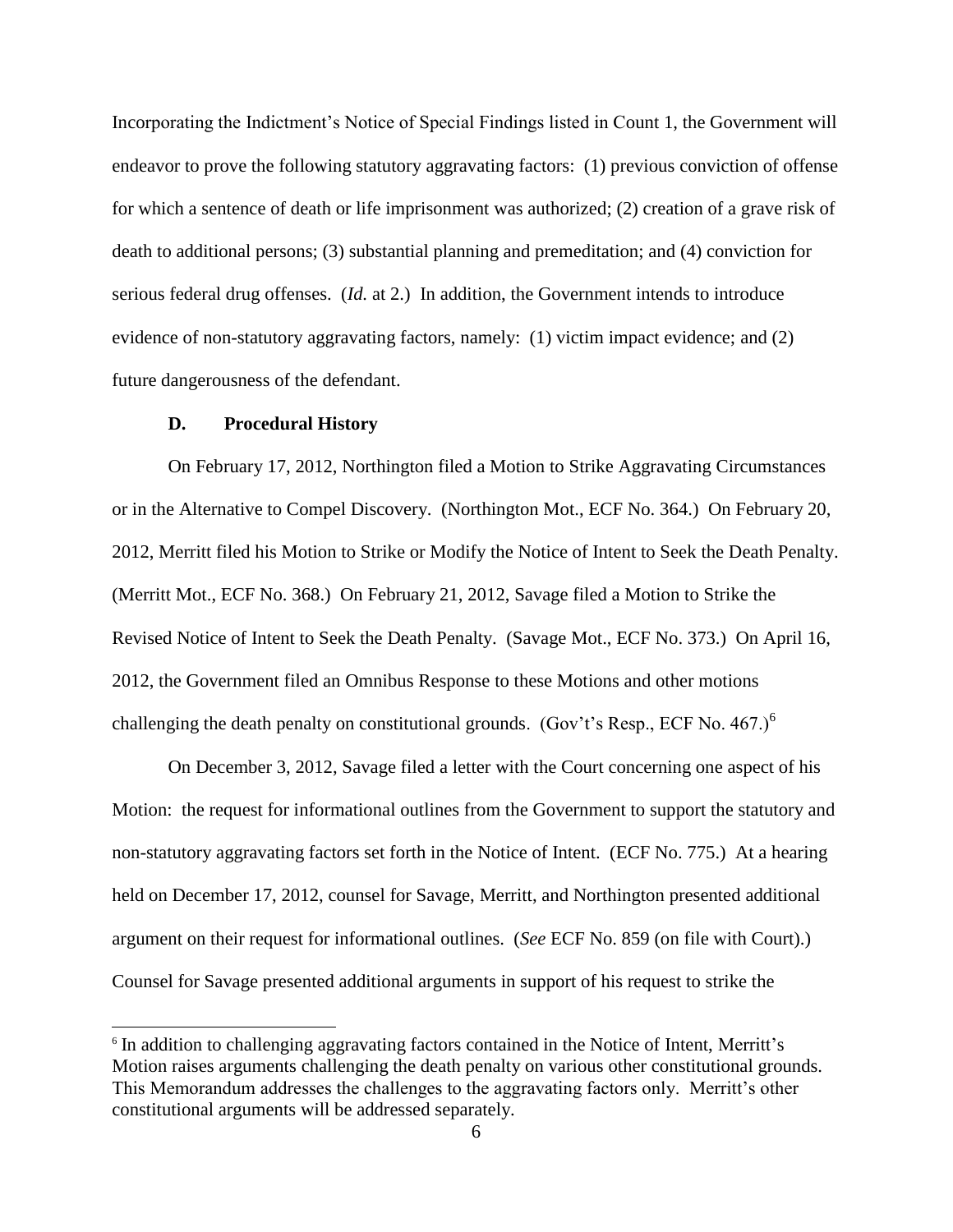Incorporating the Indictment's Notice of Special Findings listed in Count 1, the Government will endeavor to prove the following statutory aggravating factors: (1) previous conviction of offense for which a sentence of death or life imprisonment was authorized; (2) creation of a grave risk of death to additional persons; (3) substantial planning and premeditation; and (4) conviction for serious federal drug offenses. (*Id.* at 2.) In addition, the Government intends to introduce evidence of non-statutory aggravating factors, namely: (1) victim impact evidence; and (2) future dangerousness of the defendant.

### D. Procedural History

On February 17, 2012, Northington filed a Motion to Strike Aggravating Circumstances or in the Alternative to Compel Discovery. (Northington Mot., ECF No. 364.) On February 20, 2012, Merritt filed his Motion to Strike or Modify the Notice of Intent to Seek the Death Penalty. (Merritt Mot., ECF No. 368.) On February 21, 2012, Savage filed a Motion to Strike the Revised Notice of Intent to Seek the Death Penalty. (Savage Mot., ECF No. 373.) On April 16, 2012, the Government filed an Omnibus Response to these Motions and other motions challenging the death penalty on constitutional grounds. (Gov't's Resp., ECF No. 467.)[6]

On December 3, 2012, Savage filed a letter with the Court concerning one aspect of his Motion: the request for informational outlines from the Government to support the statutory and non-statutory aggravating factors set forth in the Notice of Intent. (ECF No. 775.) At a hearing held on December 17, 2012, counsel for Savage, Merritt, and Northington presented additional argument on their request for informational outlines. (*See* ECF No. 859 (on file with Court).) Counsel for Savage presented additional arguments in support of his request to strike the

[6] In addition to challenging aggravating factors contained in the Notice of Intent, Merritt's Motion raises arguments challenging the death penalty on various other constitutional grounds. This Memorandum addresses the challenges to the aggravating factors only. Merritt's other constitutional arguments will be addressed separately.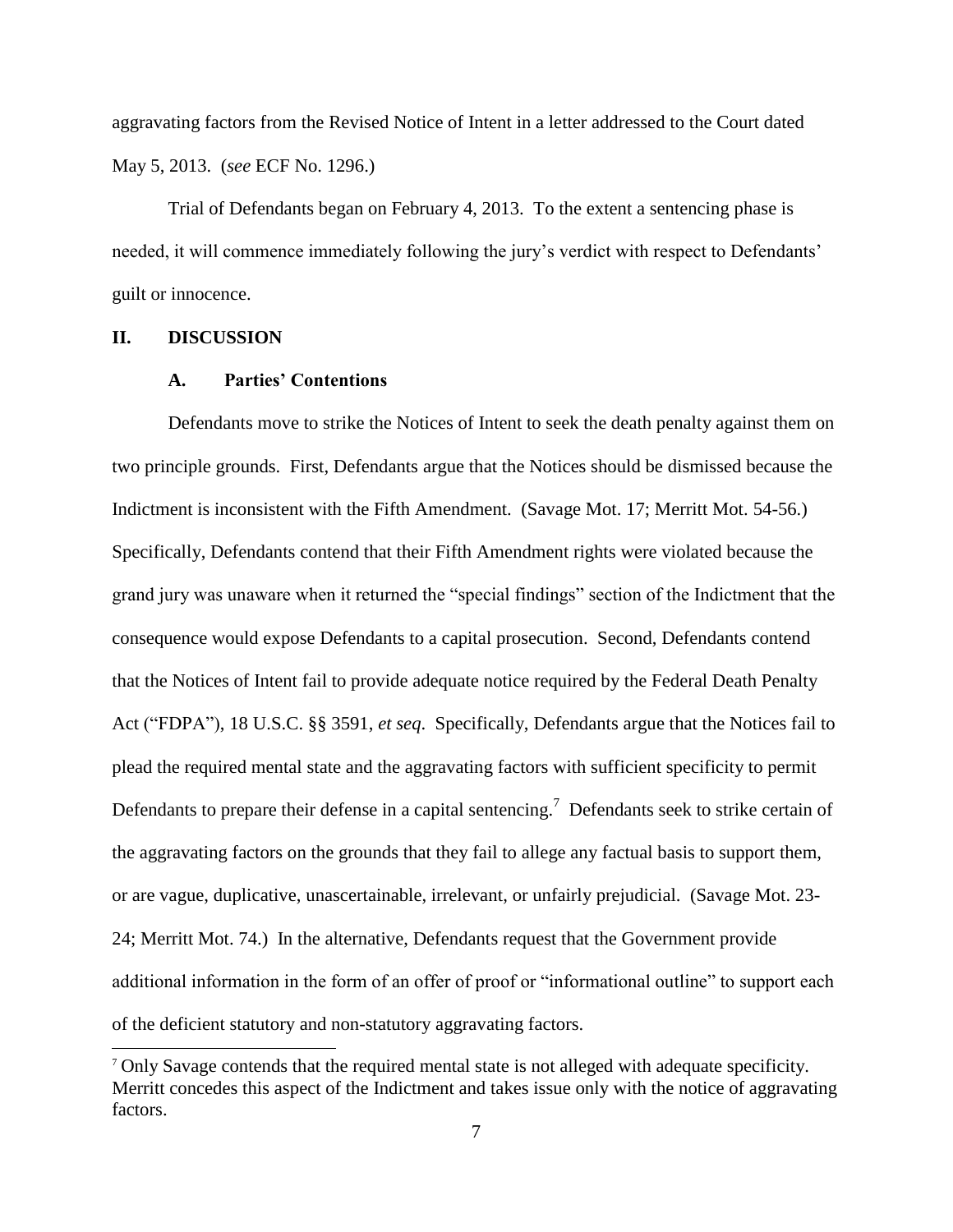aggravating factors from the Revised Notice of Intent in a letter addressed to the Court dated May 5, 2013. (*see* ECF No. 1296.)

Trial of Defendants began on February 4, 2013. To the extent a sentencing phase is needed, it will commence immediately following the jury's verdict with respect to Defendants' guilt or innocence.

## II. DISCUSSION

### A. Parties' Contentions

Defendants move to strike the Notices of Intent to seek the death penalty against them on two principle grounds. First, Defendants argue that the Notices should be dismissed because the Indictment is inconsistent with the Fifth Amendment. (Savage Mot. 17; Merritt Mot. 54-56.) Specifically, Defendants contend that their Fifth Amendment rights were violated because the grand jury was unaware when it returned the "special findings" section of the Indictment that the consequence would expose Defendants to a capital prosecution. Second, Defendants contend that the Notices of Intent fail to provide adequate notice required by the Federal Death Penalty Act ("FDPA"), 18 U.S.C. §§ 3591, *et seq*. Specifically, Defendants argue that the Notices fail to plead the required mental state and the aggravating factors with sufficient specificity to permit Defendants to prepare their defense in a capital sentencing.[7] Defendants seek to strike certain of the aggravating factors on the grounds that they fail to allege any factual basis to support them, or are vague, duplicative, unascertainable, irrelevant, or unfairly prejudicial. (Savage Mot. 23-24; Merritt Mot. 74.) In the alternative, Defendants request that the Government provide additional information in the form of an offer of proof or "informational outline" to support each of the deficient statutory and non-statutory aggravating factors.

[7] Only Savage contends that the required mental state is not alleged with adequate specificity. Merritt concedes this aspect of the Indictment and takes issue only with the notice of aggravating factors.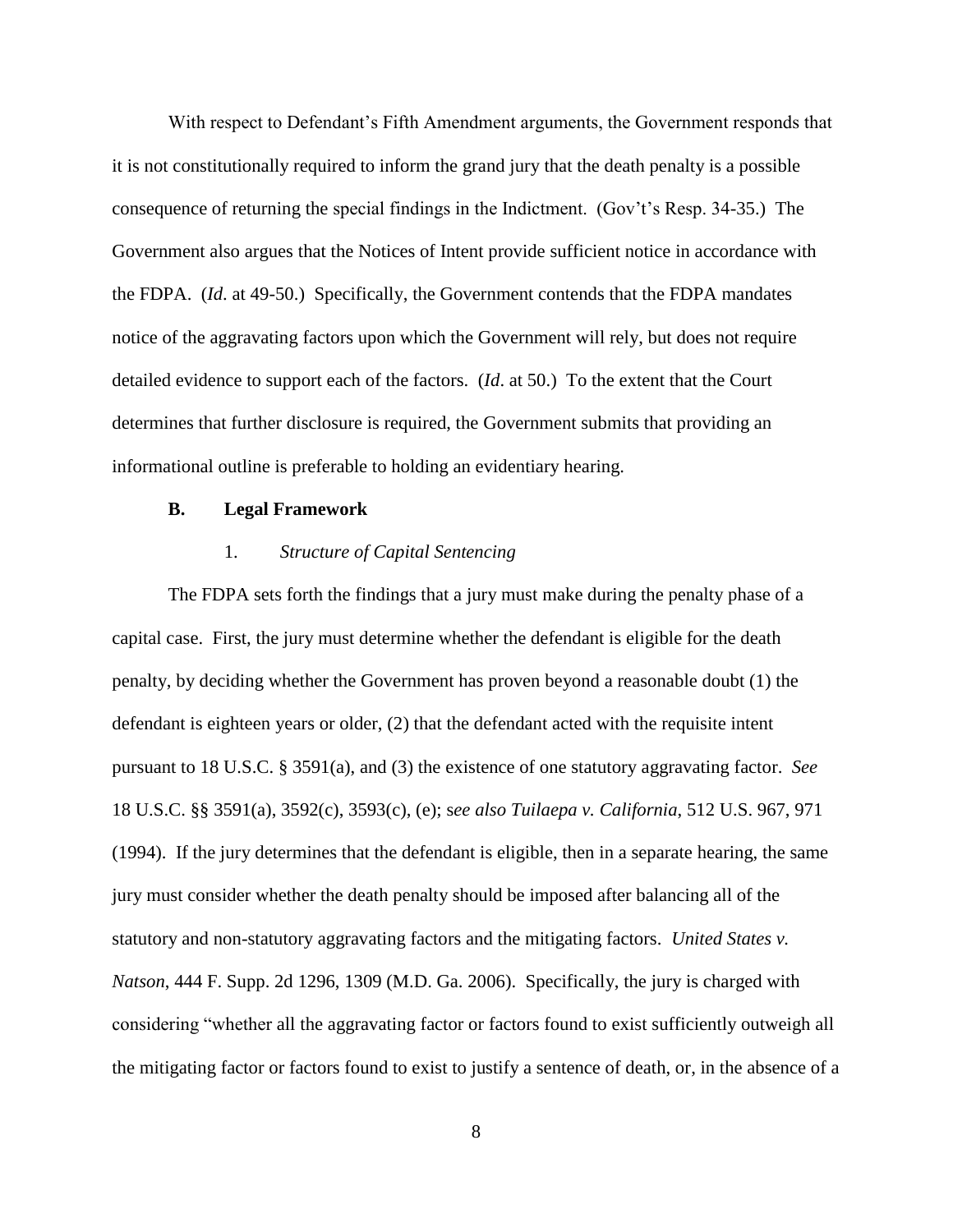With respect to Defendant's Fifth Amendment arguments, the Government responds that it is not constitutionally required to inform the grand jury that the death penalty is a possible consequence of returning the special findings in the Indictment. (Gov't's Resp. 34-35.) The Government also argues that the Notices of Intent provide sufficient notice in accordance with the FDPA. (*Id*. at 49-50.) Specifically, the Government contends that the FDPA mandates notice of the aggravating factors upon which the Government will rely, but does not require detailed evidence to support each of the factors. (*Id*. at 50.) To the extent that the Court determines that further disclosure is required, the Government submits that providing an informational outline is preferable to holding an evidentiary hearing.

### B. Legal Framework

#### 1. *Structure of Capital Sentencing*

The FDPA sets forth the findings that a jury must make during the penalty phase of a capital case. First, the jury must determine whether the defendant is eligible for the death penalty, by deciding whether the Government has proven beyond a reasonable doubt (1) the defendant is eighteen years or older, (2) that the defendant acted with the requisite intent pursuant to 18 U.S.C. § 3591(a), and (3) the existence of one statutory aggravating factor. *See* 18 U.S.C. §§ 3591(a), 3592(c), 3593(c), (e); s*ee also Tuilaepa v. California*, 512 U.S. 967, 971 (1994). If the jury determines that the defendant is eligible, then in a separate hearing, the same jury must consider whether the death penalty should be imposed after balancing all of the statutory and non-statutory aggravating factors and the mitigating factors. *United States v. Natson*, 444 F. Supp. 2d 1296, 1309 (M.D. Ga. 2006). Specifically, the jury is charged with considering "whether all the aggravating factor or factors found to exist sufficiently outweigh all the mitigating factor or factors found to exist to justify a sentence of death, or, in the absence of a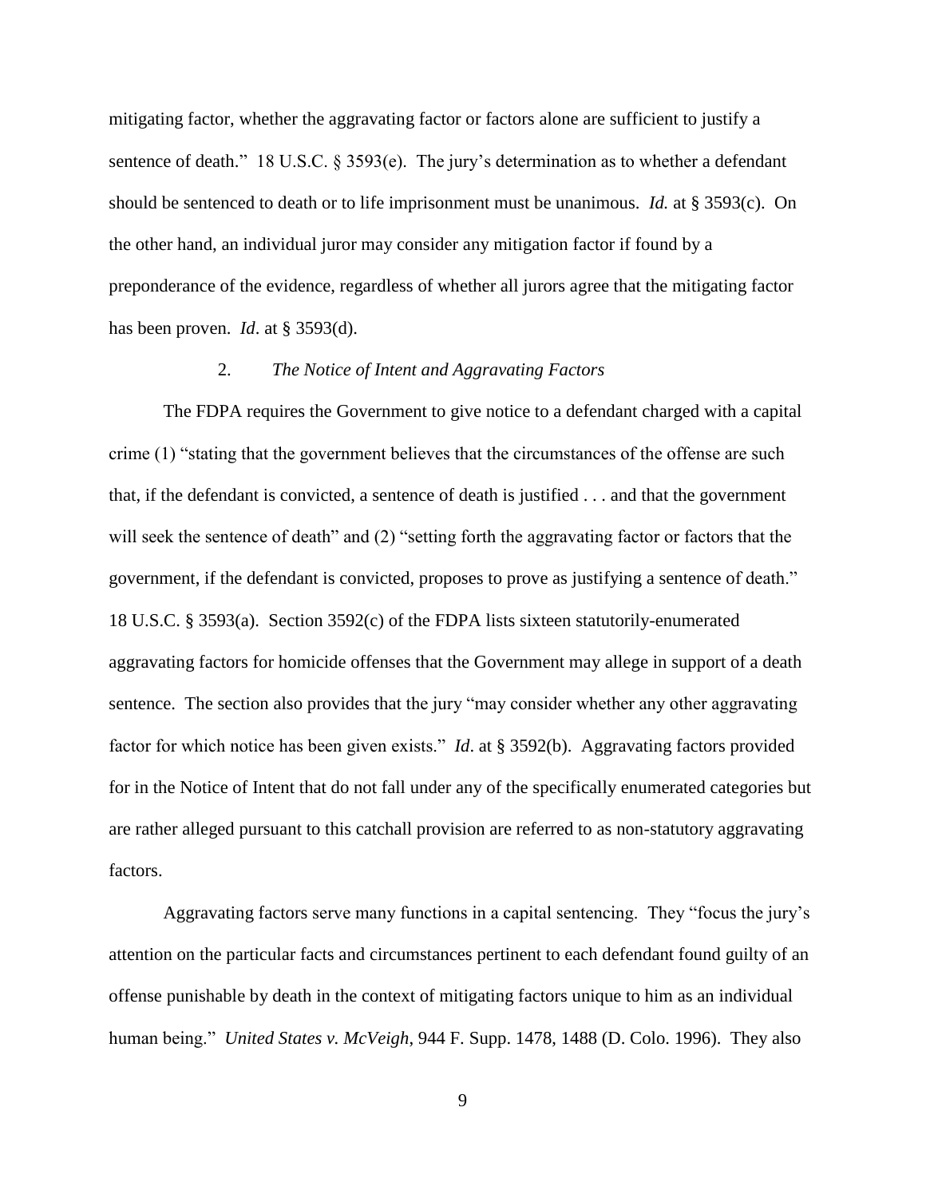mitigating factor, whether the aggravating factor or factors alone are sufficient to justify a sentence of death." 18 U.S.C. § 3593(e). The jury's determination as to whether a defendant should be sentenced to death or to life imprisonment must be unanimous. *Id.* at § 3593(c). On the other hand, an individual juror may consider any mitigation factor if found by a preponderance of the evidence, regardless of whether all jurors agree that the mitigating factor has been proven. *Id*. at § 3593(d).

### 2. *The Notice of Intent and Aggravating Factors*

The FDPA requires the Government to give notice to a defendant charged with a capital crime (1) "stating that the government believes that the circumstances of the offense are such that, if the defendant is convicted, a sentence of death is justified . . . and that the government will seek the sentence of death" and (2) "setting forth the aggravating factor or factors that the government, if the defendant is convicted, proposes to prove as justifying a sentence of death." 18 U.S.C. § 3593(a). Section 3592(c) of the FDPA lists sixteen statutorily-enumerated aggravating factors for homicide offenses that the Government may allege in support of a death sentence. The section also provides that the jury "may consider whether any other aggravating factor for which notice has been given exists." *Id*. at § 3592(b). Aggravating factors provided for in the Notice of Intent that do not fall under any of the specifically enumerated categories but are rather alleged pursuant to this catchall provision are referred to as non-statutory aggravating factors.

Aggravating factors serve many functions in a capital sentencing. They "focus the jury's attention on the particular facts and circumstances pertinent to each defendant found guilty of an offense punishable by death in the context of mitigating factors unique to him as an individual human being." *United States v. McVeigh*, 944 F. Supp. 1478, 1488 (D. Colo. 1996). They also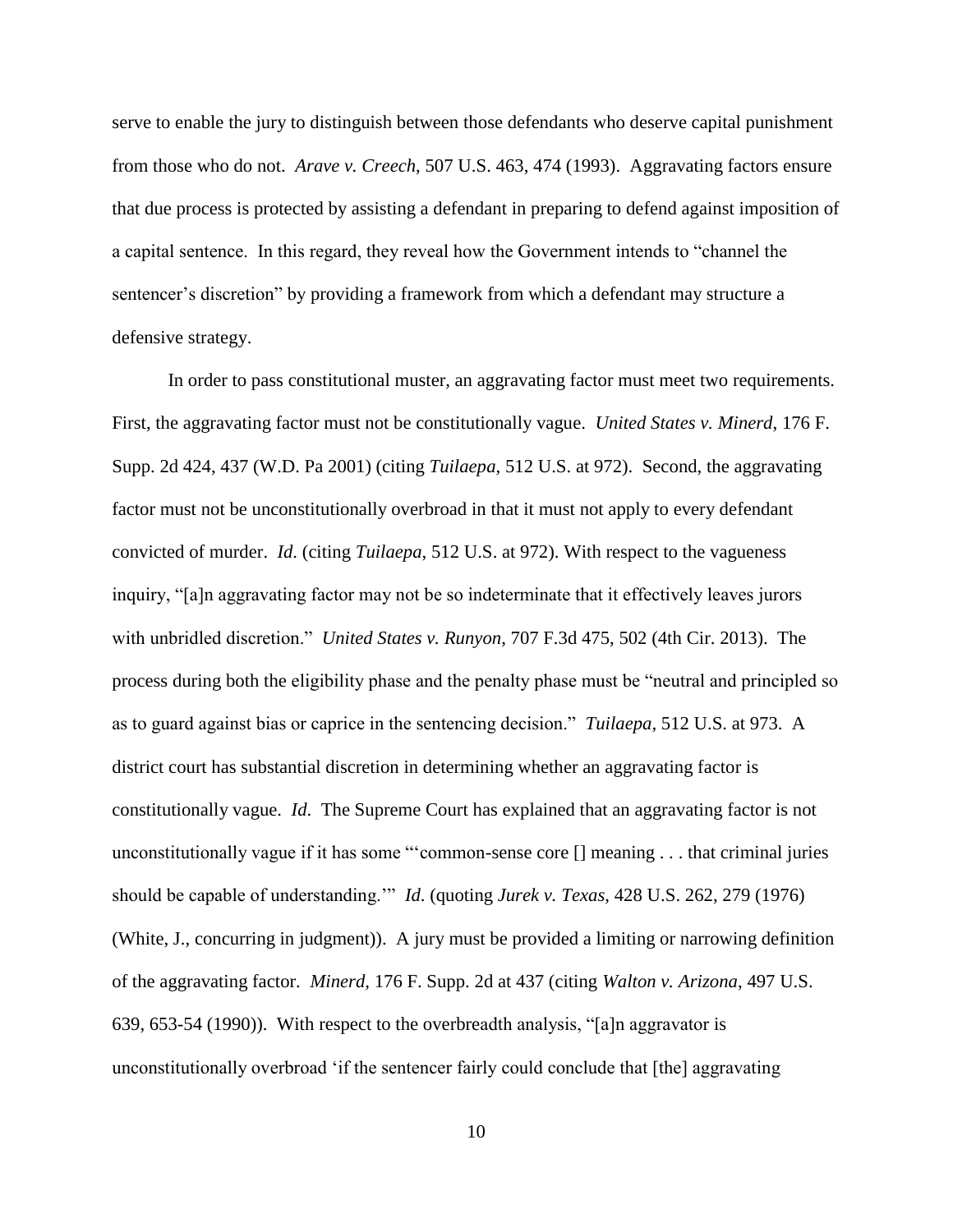serve to enable the jury to distinguish between those defendants who deserve capital punishment from those who do not. *Arave v. Creech*, 507 U.S. 463, 474 (1993). Aggravating factors ensure that due process is protected by assisting a defendant in preparing to defend against imposition of a capital sentence. In this regard, they reveal how the Government intends to "channel the sentencer's discretion" by providing a framework from which a defendant may structure a defensive strategy.

In order to pass constitutional muster, an aggravating factor must meet two requirements. First, the aggravating factor must not be constitutionally vague. *United States v. Minerd*, 176 F. Supp. 2d 424, 437 (W.D. Pa 2001) (citing *Tuilaepa*, 512 U.S. at 972). Second, the aggravating factor must not be unconstitutionally overbroad in that it must not apply to every defendant convicted of murder. *Id*. (citing *Tuilaepa*, 512 U.S. at 972). With respect to the vagueness inquiry, "[a]n aggravating factor may not be so indeterminate that it effectively leaves jurors with unbridled discretion." *United States v. Runyon*, 707 F.3d 475, 502 (4th Cir. 2013). The process during both the eligibility phase and the penalty phase must be "neutral and principled so as to guard against bias or caprice in the sentencing decision." *Tuilaepa*, 512 U.S. at 973. A district court has substantial discretion in determining whether an aggravating factor is constitutionally vague. *Id*. The Supreme Court has explained that an aggravating factor is not unconstitutionally vague if it has some "'common-sense core [] meaning . . . that criminal juries should be capable of understanding.'" *Id*. (quoting *Jurek v. Texas*, 428 U.S. 262, 279 (1976) (White, J., concurring in judgment)). A jury must be provided a limiting or narrowing definition of the aggravating factor. *Minerd*, 176 F. Supp. 2d at 437 (citing *Walton v. Arizona*, 497 U.S. 639, 653-54 (1990)). With respect to the overbreadth analysis, "[a]n aggravator is unconstitutionally overbroad 'if the sentencer fairly could conclude that [the] aggravating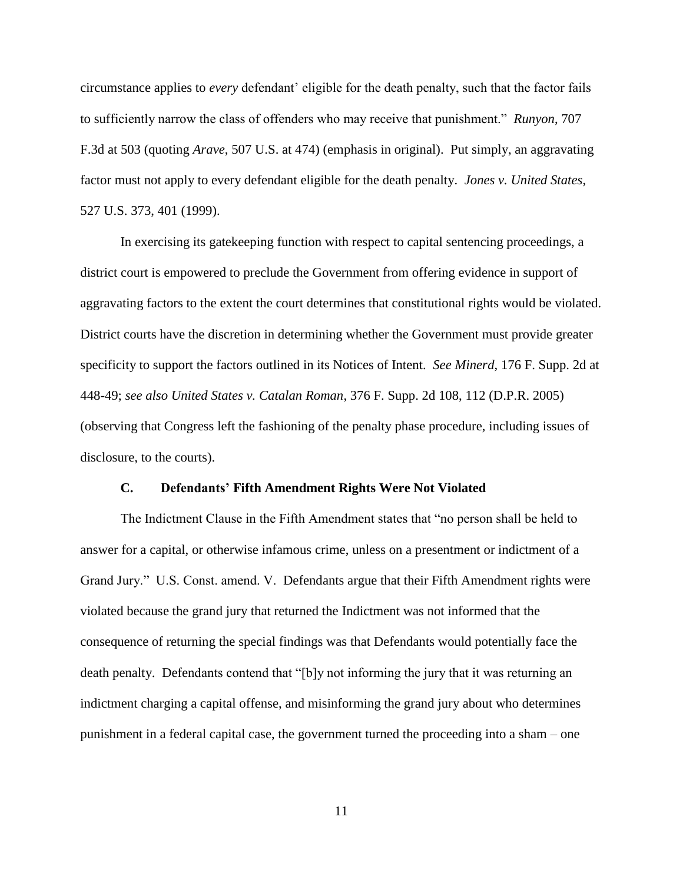circumstance applies to *every* defendant' eligible for the death penalty, such that the factor fails to sufficiently narrow the class of offenders who may receive that punishment." *Runyon*, 707 F.3d at 503 (quoting *Arave*, 507 U.S. at 474) (emphasis in original). Put simply, an aggravating factor must not apply to every defendant eligible for the death penalty. *Jones v. United States*, 527 U.S. 373, 401 (1999).

In exercising its gatekeeping function with respect to capital sentencing proceedings, a district court is empowered to preclude the Government from offering evidence in support of aggravating factors to the extent the court determines that constitutional rights would be violated. District courts have the discretion in determining whether the Government must provide greater specificity to support the factors outlined in its Notices of Intent. *See Minerd*, 176 F. Supp. 2d at 448-49; *see also United States v. Catalan Roman*, 376 F. Supp. 2d 108, 112 (D.P.R. 2005) (observing that Congress left the fashioning of the penalty phase procedure, including issues of disclosure, to the courts).

### C. Defendants' Fifth Amendment Rights Were Not Violated

The Indictment Clause in the Fifth Amendment states that "no person shall be held to answer for a capital, or otherwise infamous crime, unless on a presentment or indictment of a Grand Jury." U.S. Const. amend. V. Defendants argue that their Fifth Amendment rights were violated because the grand jury that returned the Indictment was not informed that the consequence of returning the special findings was that Defendants would potentially face the death penalty. Defendants contend that "[b]y not informing the jury that it was returning an indictment charging a capital offense, and misinforming the grand jury about who determines punishment in a federal capital case, the government turned the proceeding into a sham – one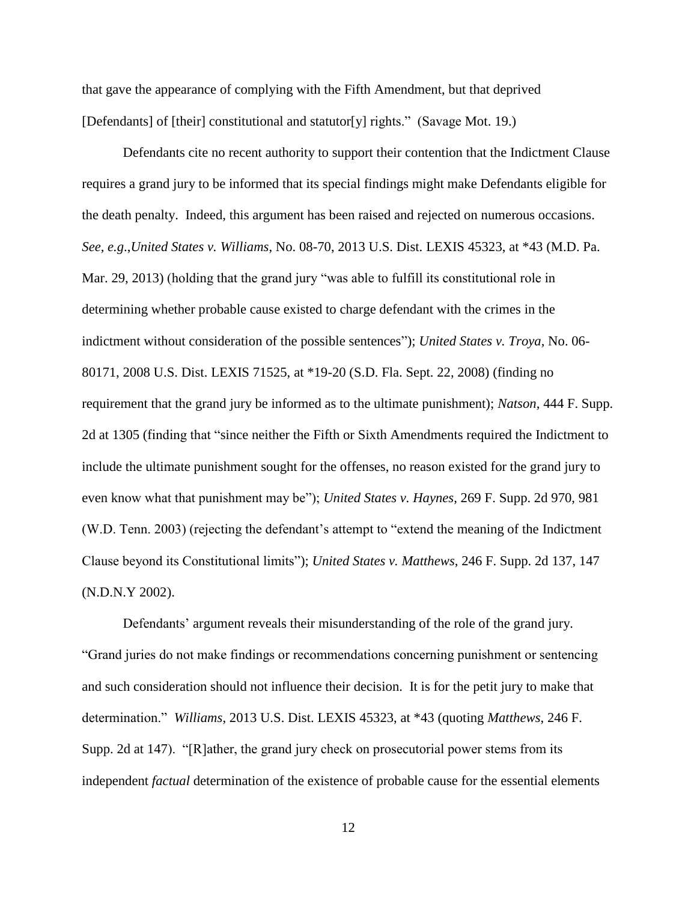that gave the appearance of complying with the Fifth Amendment, but that deprived [Defendants] of [their] constitutional and statutor[y] rights." (Savage Mot. 19.)

Defendants cite no recent authority to support their contention that the Indictment Clause requires a grand jury to be informed that its special findings might make Defendants eligible for the death penalty. Indeed, this argument has been raised and rejected on numerous occasions. *See*, *e.g*.,*United States v. Williams*, No. 08-70, 2013 U.S. Dist. LEXIS 45323, at *43 (M.D. Pa. Mar. 29, 2013) (holding that the grand jury "was able to fulfill its constitutional role in determining whether probable cause existed to charge defendant with the crimes in the indictment without consideration of the possible sentences"); *United States v. Troya*, No. 06-80171, 2008 U.S. Dist. LEXIS 71525, at *19-20 (S.D. Fla. Sept. 22, 2008) (finding no requirement that the grand jury be informed as to the ultimate punishment); *Natson*, 444 F. Supp. 2d at 1305 (finding that "since neither the Fifth or Sixth Amendments required the Indictment to include the ultimate punishment sought for the offenses, no reason existed for the grand jury to even know what that punishment may be"); *United States v. Haynes*, 269 F. Supp. 2d 970, 981 (W.D. Tenn. 2003) (rejecting the defendant's attempt to "extend the meaning of the Indictment Clause beyond its Constitutional limits"); *United States v. Matthews*, 246 F. Supp. 2d 137, 147 (N.D.N.Y 2002).

Defendants' argument reveals their misunderstanding of the role of the grand jury. "Grand juries do not make findings or recommendations concerning punishment or sentencing and such consideration should not influence their decision. It is for the petit jury to make that determination." *Williams*, 2013 U.S. Dist. LEXIS 45323, at *43 (quoting *Matthews*, 246 F. Supp. 2d at 147). "[R]ather, the grand jury check on prosecutorial power stems from its independent *factual* determination of the existence of probable cause for the essential elements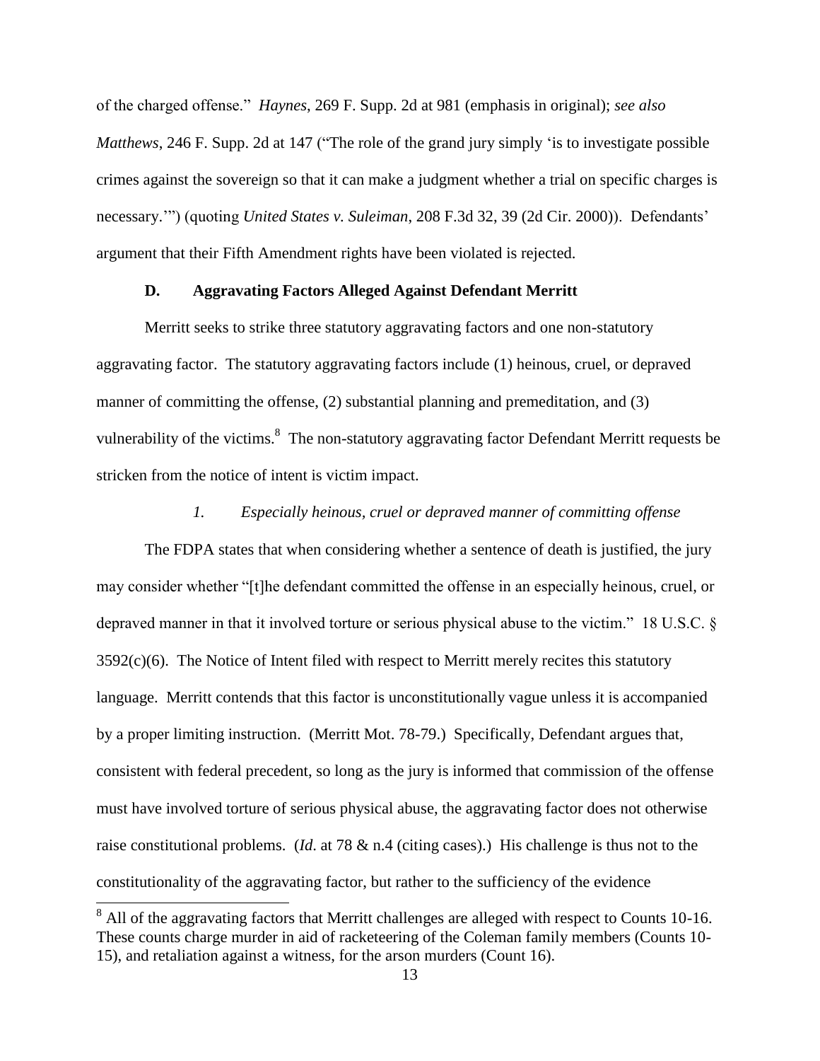of the charged offense." *Haynes*, 269 F. Supp. 2d at 981 (emphasis in original); *see also Matthews*, 246 F. Supp. 2d at 147 ("The role of the grand jury simply 'is to investigate possible crimes against the sovereign so that it can make a judgment whether a trial on specific charges is necessary.'") (quoting *United States v. Suleiman*, 208 F.3d 32, 39 (2d Cir. 2000)). Defendants' argument that their Fifth Amendment rights have been violated is rejected.

### D. Aggravating Factors Alleged Against Defendant Merritt

Merritt seeks to strike three statutory aggravating factors and one non-statutory aggravating factor. The statutory aggravating factors include (1) heinous, cruel, or depraved manner of committing the offense, (2) substantial planning and premeditation, and (3) vulnerability of the victims.[8] The non-statutory aggravating factor Defendant Merritt requests be stricken from the notice of intent is victim impact.

#### *1. Especially heinous, cruel or depraved manner of committing offense*

The FDPA states that when considering whether a sentence of death is justified, the jury may consider whether "[t]he defendant committed the offense in an especially heinous, cruel, or depraved manner in that it involved torture or serious physical abuse to the victim." 18 U.S.C. § 3592(c)(6). The Notice of Intent filed with respect to Merritt merely recites this statutory language. Merritt contends that this factor is unconstitutionally vague unless it is accompanied by a proper limiting instruction. (Merritt Mot. 78-79.) Specifically, Defendant argues that, consistent with federal precedent, so long as the jury is informed that commission of the offense must have involved torture of serious physical abuse, the aggravating factor does not otherwise raise constitutional problems. (*Id*. at 78 & n.4 (citing cases).) His challenge is thus not to the constitutionality of the aggravating factor, but rather to the sufficiency of the evidence

[8] All of the aggravating factors that Merritt challenges are alleged with respect to Counts 10-16. These counts charge murder in aid of racketeering of the Coleman family members (Counts 10-15), and retaliation against a witness, for the arson murders (Count 16).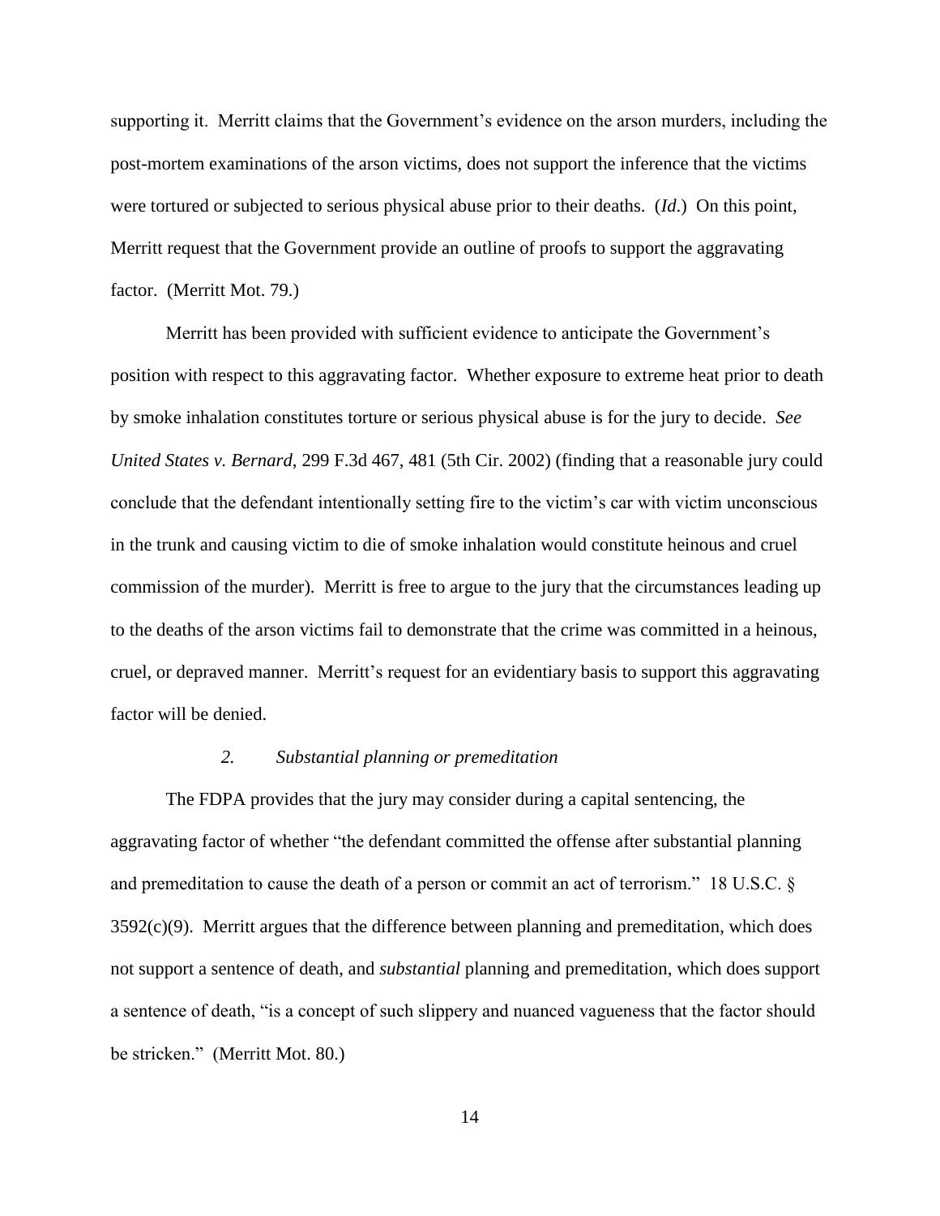supporting it. Merritt claims that the Government's evidence on the arson murders, including the post-mortem examinations of the arson victims, does not support the inference that the victims were tortured or subjected to serious physical abuse prior to their deaths. (*Id.*) On this point, Merritt request that the Government provide an outline of proofs to support the aggravating factor. (Merritt Mot. 79.)

Merritt has been provided with sufficient evidence to anticipate the Government's position with respect to this aggravating factor. Whether exposure to extreme heat prior to death by smoke inhalation constitutes torture or serious physical abuse is for the jury to decide. *See United States v. Bernard*, 299 F.3d 467, 481 (5th Cir. 2002) (finding that a reasonable jury could conclude that the defendant intentionally setting fire to the victim's car with victim unconscious in the trunk and causing victim to die of smoke inhalation would constitute heinous and cruel commission of the murder). Merritt is free to argue to the jury that the circumstances leading up to the deaths of the arson victims fail to demonstrate that the crime was committed in a heinous, cruel, or depraved manner. Merritt's request for an evidentiary basis to support this aggravating factor will be denied.

*2. Substantial planning or premeditation*

The FDPA provides that the jury may consider during a capital sentencing, the aggravating factor of whether "the defendant committed the offense after substantial planning and premeditation to cause the death of a person or commit an act of terrorism." 18 U.S.C. § 3592(c)(9). Merritt argues that the difference between planning and premeditation, which does not support a sentence of death, and *substantial* planning and premeditation, which does support a sentence of death, "is a concept of such slippery and nuanced vagueness that the factor should be stricken." (Merritt Mot. 80.)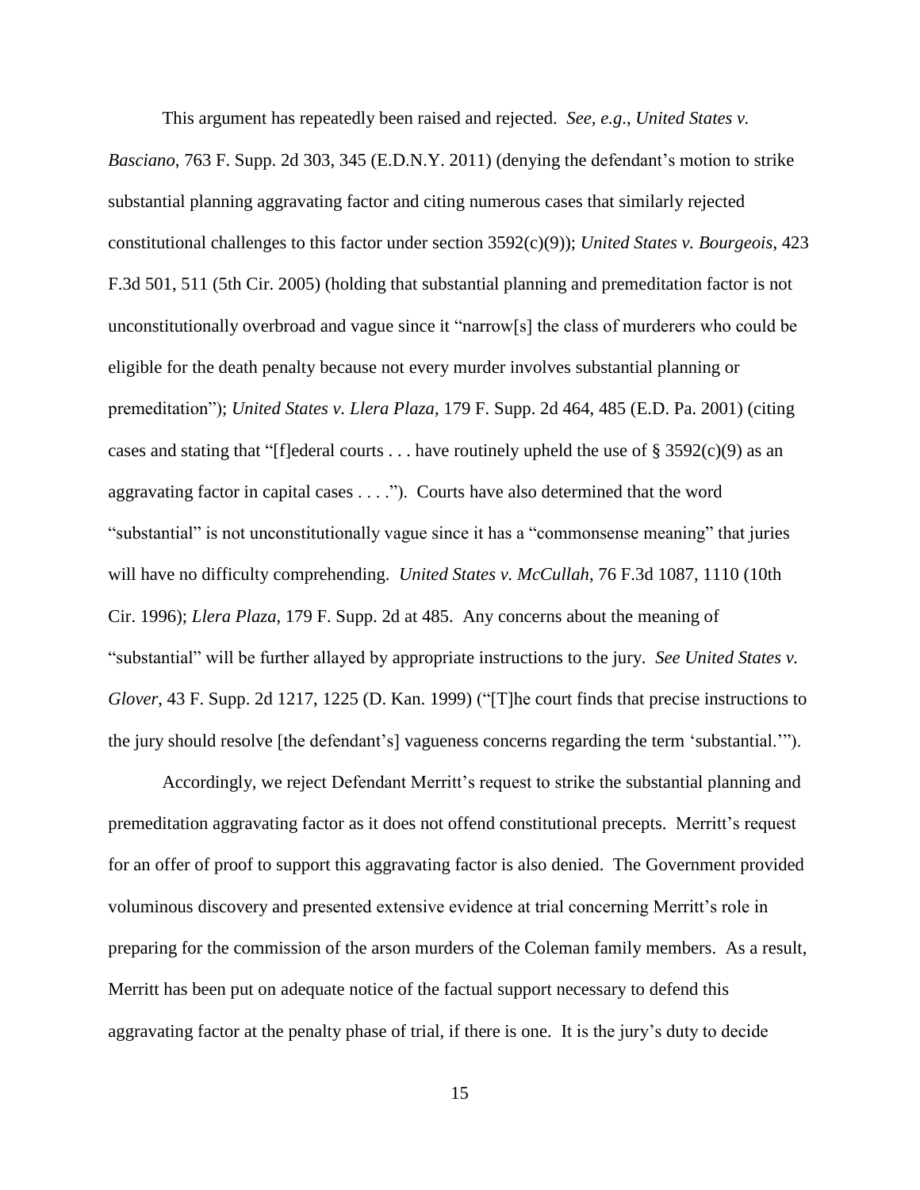This argument has repeatedly been raised and rejected. *See, e.g.*, *United States v. Basciano*, 763 F. Supp. 2d 303, 345 (E.D.N.Y. 2011) (denying the defendant's motion to strike substantial planning aggravating factor and citing numerous cases that similarly rejected constitutional challenges to this factor under section 3592(c)(9)); *United States v. Bourgeois*, 423 F.3d 501, 511 (5th Cir. 2005) (holding that substantial planning and premeditation factor is not unconstitutionally overbroad and vague since it "narrow[s] the class of murderers who could be eligible for the death penalty because not every murder involves substantial planning or premeditation"); *United States v. Llera Plaza*, 179 F. Supp. 2d 464, 485 (E.D. Pa. 2001) (citing cases and stating that "[f]ederal courts . . . have routinely upheld the use of § 3592(c)(9) as an aggravating factor in capital cases . . . ."). Courts have also determined that the word "substantial" is not unconstitutionally vague since it has a "commonsense meaning" that juries will have no difficulty comprehending. *United States v. McCullah*, 76 F.3d 1087, 1110 (10th Cir. 1996); *Llera Plaza*, 179 F. Supp. 2d at 485. Any concerns about the meaning of "substantial" will be further allayed by appropriate instructions to the jury. *See United States v. Glover*, 43 F. Supp. 2d 1217, 1225 (D. Kan. 1999) ("[T]he court finds that precise instructions to the jury should resolve [the defendant's] vagueness concerns regarding the term 'substantial.'").

Accordingly, we reject Defendant Merritt's request to strike the substantial planning and premeditation aggravating factor as it does not offend constitutional precepts. Merritt's request for an offer of proof to support this aggravating factor is also denied. The Government provided voluminous discovery and presented extensive evidence at trial concerning Merritt's role in preparing for the commission of the arson murders of the Coleman family members. As a result, Merritt has been put on adequate notice of the factual support necessary to defend this aggravating factor at the penalty phase of trial, if there is one. It is the jury's duty to decide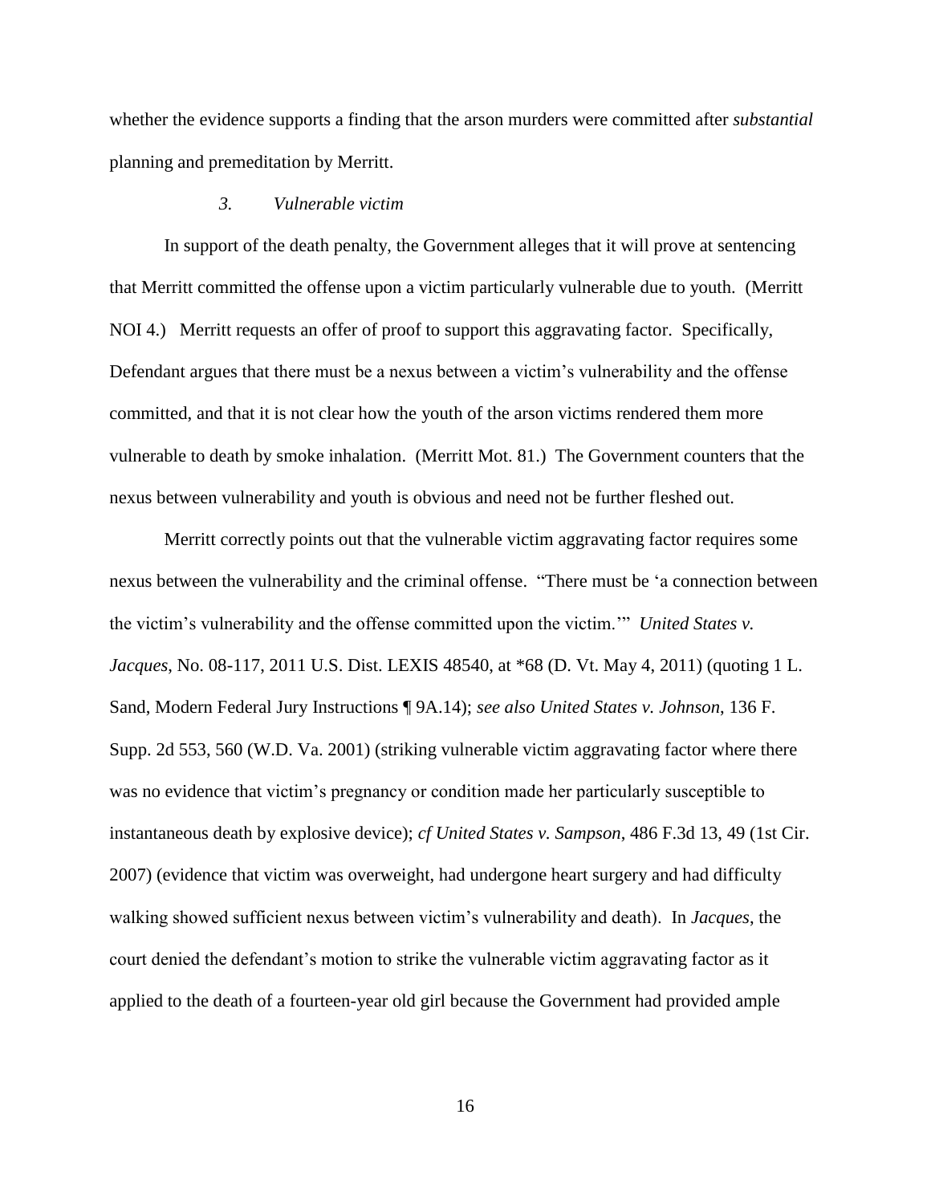whether the evidence supports a finding that the arson murders were committed after *substantial* planning and premeditation by Merritt.

### *3. Vulnerable victim*

In support of the death penalty, the Government alleges that it will prove at sentencing that Merritt committed the offense upon a victim particularly vulnerable due to youth. (Merritt NOI 4.) Merritt requests an offer of proof to support this aggravating factor. Specifically, Defendant argues that there must be a nexus between a victim's vulnerability and the offense committed, and that it is not clear how the youth of the arson victims rendered them more vulnerable to death by smoke inhalation. (Merritt Mot. 81.) The Government counters that the nexus between vulnerability and youth is obvious and need not be further fleshed out.

Merritt correctly points out that the vulnerable victim aggravating factor requires some nexus between the vulnerability and the criminal offense. "There must be 'a connection between the victim's vulnerability and the offense committed upon the victim.'" *United States v. Jacques*, No. 08-117, 2011 U.S. Dist. LEXIS 48540, at *68 (D. Vt. May 4, 2011) (quoting 1 L. Sand, Modern Federal Jury Instructions ¶ 9A.14); *see also United States v. Johnson*, 136 F. Supp. 2d 553, 560 (W.D. Va. 2001) (striking vulnerable victim aggravating factor where there was no evidence that victim's pregnancy or condition made her particularly susceptible to instantaneous death by explosive device); *cf United States v. Sampson*, 486 F.3d 13, 49 (1st Cir. 2007) (evidence that victim was overweight, had undergone heart surgery and had difficulty walking showed sufficient nexus between victim's vulnerability and death). In *Jacques*, the court denied the defendant's motion to strike the vulnerable victim aggravating factor as it applied to the death of a fourteen-year old girl because the Government had provided ample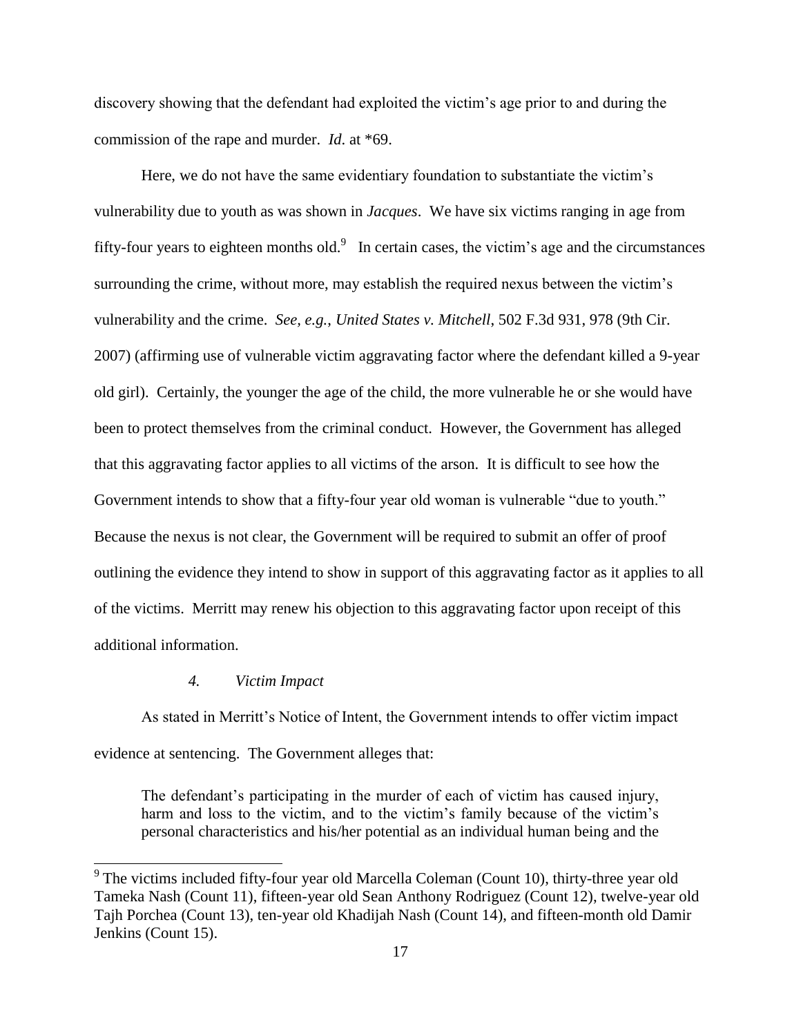discovery showing that the defendant had exploited the victim's age prior to and during the commission of the rape and murder. *Id.* at *69.

Here, we do not have the same evidentiary foundation to substantiate the victim's vulnerability due to youth as was shown in *Jacques*. We have six victims ranging in age from fifty-four years to eighteen months old.[9] In certain cases, the victim's age and the circumstances surrounding the crime, without more, may establish the required nexus between the victim's vulnerability and the crime. *See, e.g.*, *United States v. Mitchell*, 502 F.3d 931, 978 (9th Cir. 2007) (affirming use of vulnerable victim aggravating factor where the defendant killed a 9-year old girl). Certainly, the younger the age of the child, the more vulnerable he or she would have been to protect themselves from the criminal conduct. However, the Government has alleged that this aggravating factor applies to all victims of the arson. It is difficult to see how the Government intends to show that a fifty-four year old woman is vulnerable "due to youth." Because the nexus is not clear, the Government will be required to submit an offer of proof outlining the evidence they intend to show in support of this aggravating factor as it applies to all of the victims. Merritt may renew his objection to this aggravating factor upon receipt of this additional information.

#### *4. Victim Impact*

As stated in Merritt's Notice of Intent, the Government intends to offer victim impact evidence at sentencing. The Government alleges that:

> The defendant's participating in the murder of each of victim has caused injury, harm and loss to the victim, and to the victim's family because of the victim's personal characteristics and his/her potential as an individual human being and the

[9] The victims included fifty-four year old Marcella Coleman (Count 10), thirty-three year old Tameka Nash (Count 11), fifteen-year old Sean Anthony Rodriguez (Count 12), twelve-year old Tajh Porchea (Count 13), ten-year old Khadijah Nash (Count 14), and fifteen-month old Damir Jenkins (Count 15).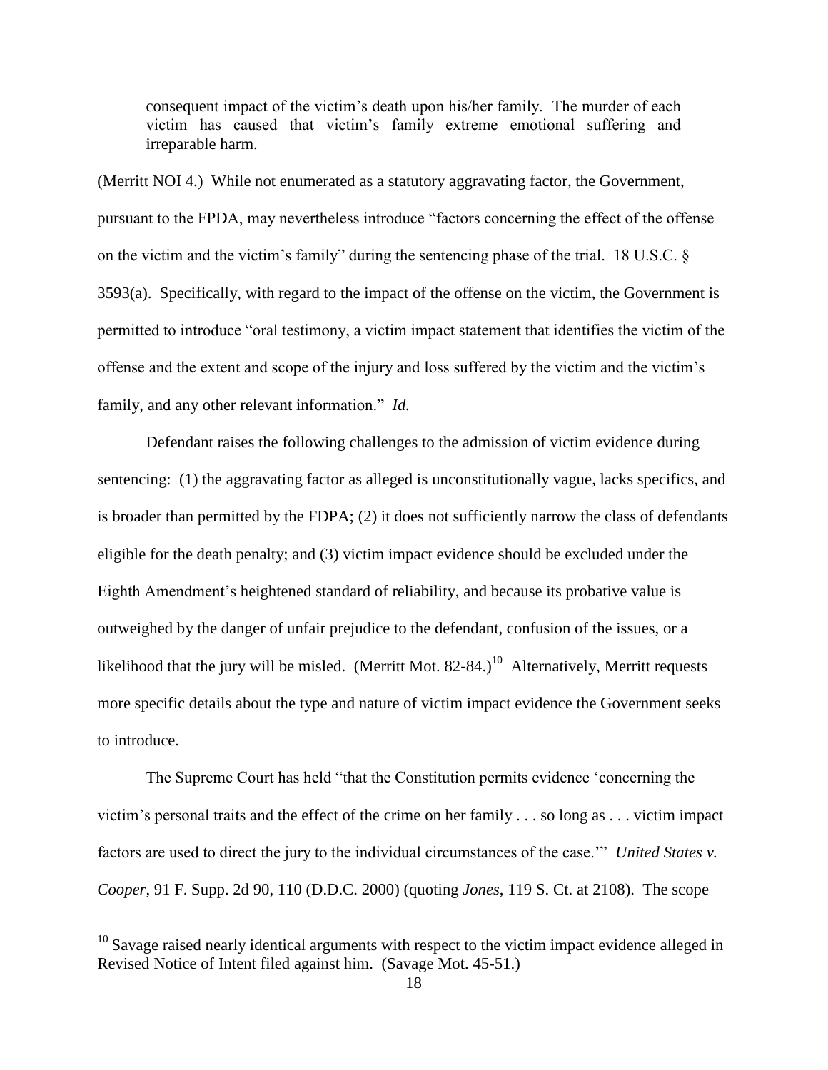> consequent impact of the victim's death upon his/her family. The murder of each victim has caused that victim's family extreme emotional suffering and irreparable harm.

(Merritt NOI 4.) While not enumerated as a statutory aggravating factor, the Government, pursuant to the FPDA, may nevertheless introduce "factors concerning the effect of the offense on the victim and the victim's family" during the sentencing phase of the trial. 18 U.S.C. § 3593(a). Specifically, with regard to the impact of the offense on the victim, the Government is permitted to introduce "oral testimony, a victim impact statement that identifies the victim of the offense and the extent and scope of the injury and loss suffered by the victim and the victim's family, and any other relevant information." *Id.*

Defendant raises the following challenges to the admission of victim evidence during sentencing: (1) the aggravating factor as alleged is unconstitutionally vague, lacks specifics, and is broader than permitted by the FDPA; (2) it does not sufficiently narrow the class of defendants eligible for the death penalty; and (3) victim impact evidence should be excluded under the Eighth Amendment's heightened standard of reliability, and because its probative value is outweighed by the danger of unfair prejudice to the defendant, confusion of the issues, or a likelihood that the jury will be misled. (Merritt Mot. 82-84.)[10] Alternatively, Merritt requests more specific details about the type and nature of victim impact evidence the Government seeks to introduce.

The Supreme Court has held "that the Constitution permits evidence 'concerning the victim's personal traits and the effect of the crime on her family . . . so long as . . . victim impact factors are used to direct the jury to the individual circumstances of the case.'" *United States v. Cooper*, 91 F. Supp. 2d 90, 110 (D.D.C. 2000) (quoting *Jones*, 119 S. Ct. at 2108). The scope

[10] Savage raised nearly identical arguments with respect to the victim impact evidence alleged in Revised Notice of Intent filed against him. (Savage Mot. 45-51.)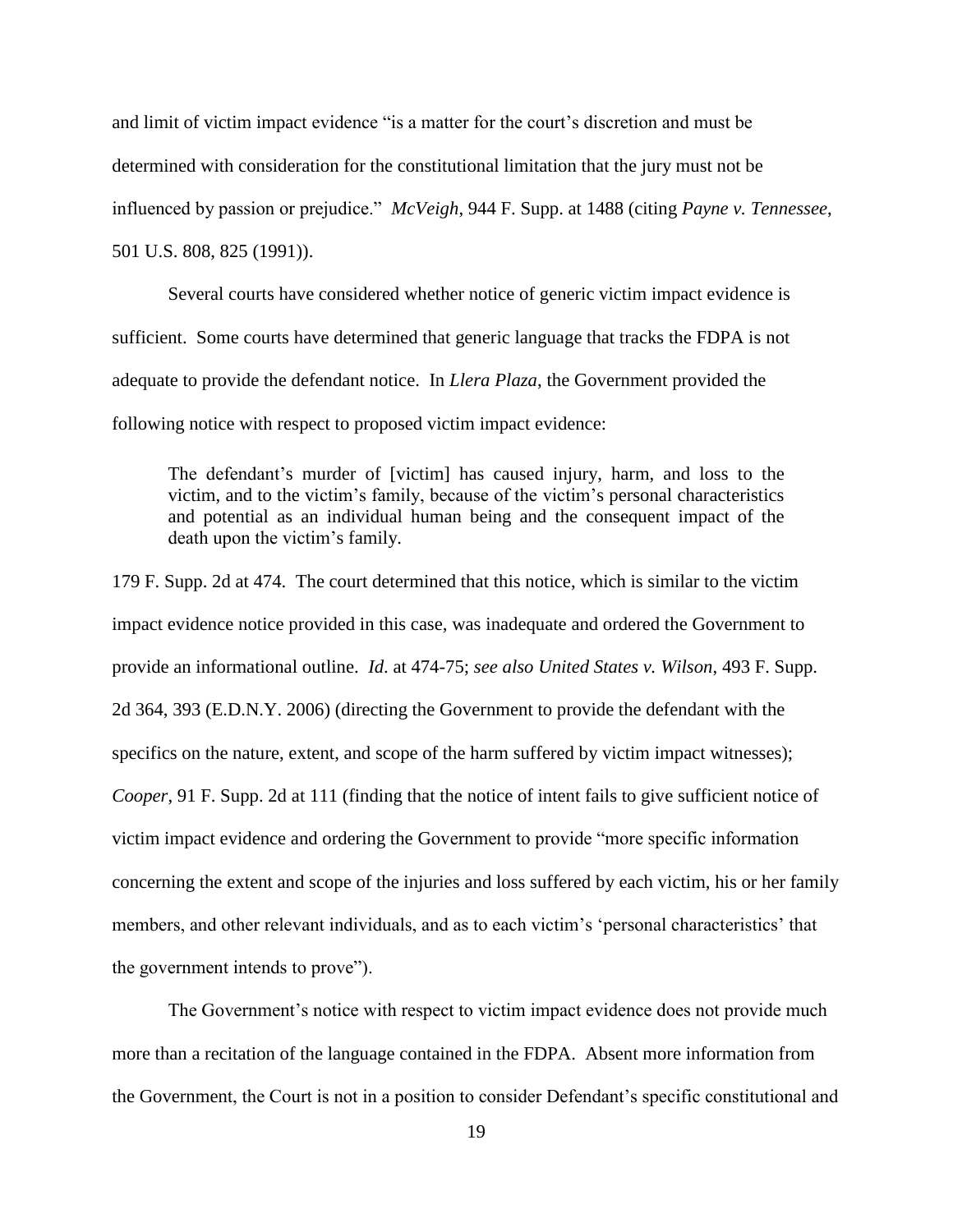and limit of victim impact evidence "is a matter for the court's discretion and must be determined with consideration for the constitutional limitation that the jury must not be influenced by passion or prejudice." *McVeigh*, 944 F. Supp. at 1488 (citing *Payne v. Tennessee*, 501 U.S. 808, 825 (1991)).

Several courts have considered whether notice of generic victim impact evidence is sufficient. Some courts have determined that generic language that tracks the FDPA is not adequate to provide the defendant notice. In *Llera Plaza*, the Government provided the following notice with respect to proposed victim impact evidence:

> The defendant's murder of [victim] has caused injury, harm, and loss to the victim, and to the victim's family, because of the victim's personal characteristics and potential as an individual human being and the consequent impact of the death upon the victim's family.

179 F. Supp. 2d at 474. The court determined that this notice, which is similar to the victim impact evidence notice provided in this case, was inadequate and ordered the Government to provide an informational outline. *Id*. at 474-75; *see also United States v. Wilson*, 493 F. Supp. 2d 364, 393 (E.D.N.Y. 2006) (directing the Government to provide the defendant with the specifics on the nature, extent, and scope of the harm suffered by victim impact witnesses); *Cooper*, 91 F. Supp. 2d at 111 (finding that the notice of intent fails to give sufficient notice of victim impact evidence and ordering the Government to provide "more specific information concerning the extent and scope of the injuries and loss suffered by each victim, his or her family members, and other relevant individuals, and as to each victim's 'personal characteristics' that the government intends to prove").

The Government's notice with respect to victim impact evidence does not provide much more than a recitation of the language contained in the FDPA. Absent more information from the Government, the Court is not in a position to consider Defendant's specific constitutional and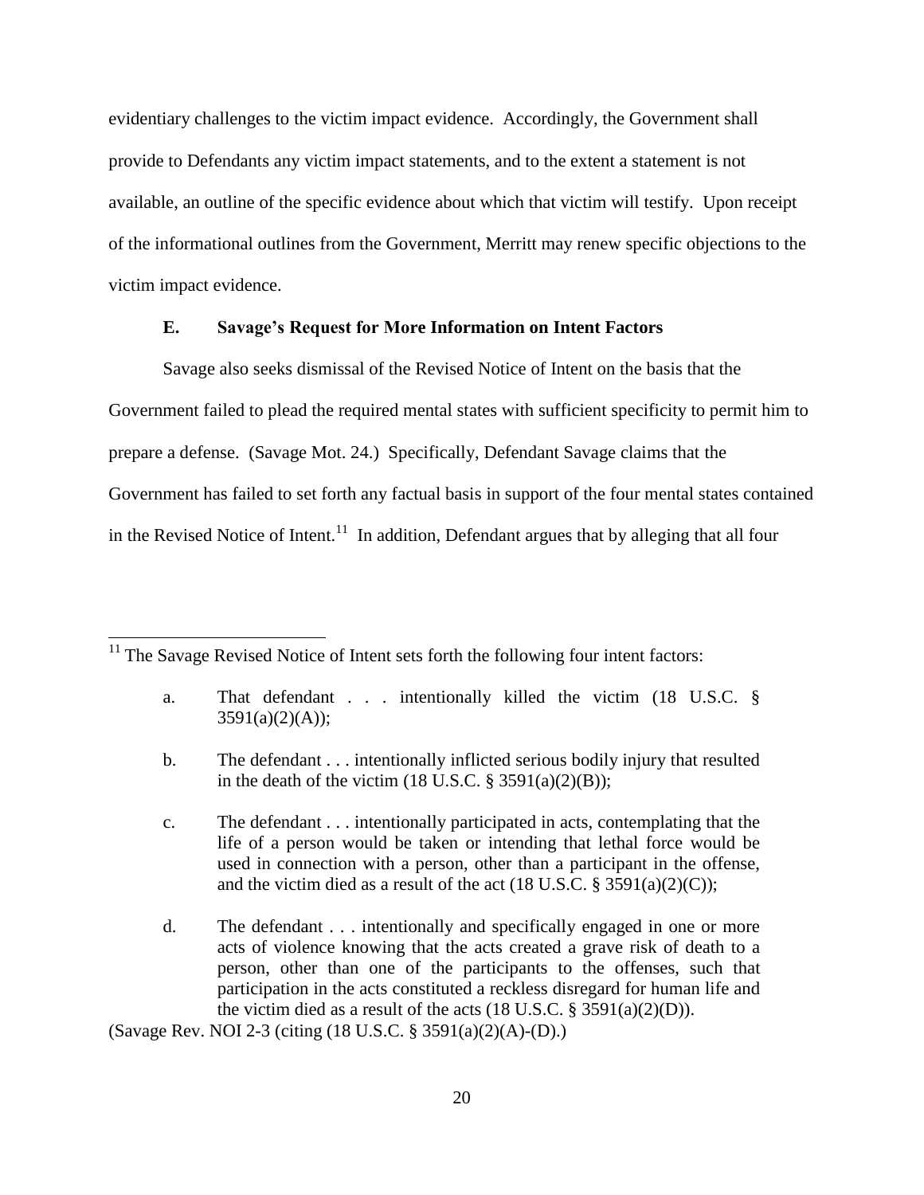evidentiary challenges to the victim impact evidence. Accordingly, the Government shall provide to Defendants any victim impact statements, and to the extent a statement is not available, an outline of the specific evidence about which that victim will testify. Upon receipt of the informational outlines from the Government, Merritt may renew specific objections to the victim impact evidence.

### E. Savage's Request for More Information on Intent Factors

Savage also seeks dismissal of the Revised Notice of Intent on the basis that the Government failed to plead the required mental states with sufficient specificity to permit him to prepare a defense. (Savage Mot. 24.) Specifically, Defendant Savage claims that the Government has failed to set forth any factual basis in support of the four mental states contained in the Revised Notice of Intent.[11] In addition, Defendant argues that by alleging that all four

---

[11] The Savage Revised Notice of Intent sets forth the following four intent factors:

> a. That defendant . . . intentionally killed the victim (18 U.S.C. § 3591(a)(2)(A));
>
> b. The defendant . . . intentionally inflicted serious bodily injury that resulted in the death of the victim (18 U.S.C. § 3591(a)(2)(B));
>
> c. The defendant . . . intentionally participated in acts, contemplating that the life of a person would be taken or intending that lethal force would be used in connection with a person, other than a participant in the offense, and the victim died as a result of the act (18 U.S.C. § 3591(a)(2)(C));
>
> d. The defendant . . . intentionally and specifically engaged in one or more acts of violence knowing that the acts created a grave risk of death to a person, other than one of the participants to the offenses, such that participation in the acts constituted a reckless disregard for human life and the victim died as a result of the acts (18 U.S.C. § 3591(a)(2)(D)).

(Savage Rev. NOI 2-3 (citing (18 U.S.C. § 3591(a)(2)(A)-(D).)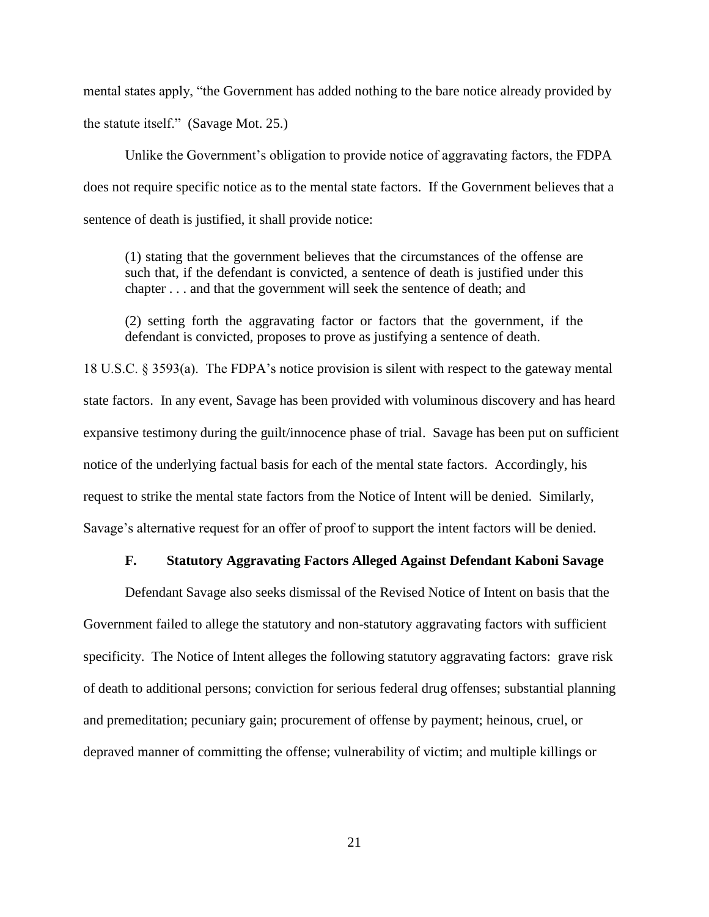mental states apply, "the Government has added nothing to the bare notice already provided by the statute itself." (Savage Mot. 25.)

Unlike the Government's obligation to provide notice of aggravating factors, the FDPA does not require specific notice as to the mental state factors. If the Government believes that a sentence of death is justified, it shall provide notice:

> (1) stating that the government believes that the circumstances of the offense are such that, if the defendant is convicted, a sentence of death is justified under this chapter . . . and that the government will seek the sentence of death; and
>
> (2) setting forth the aggravating factor or factors that the government, if the defendant is convicted, proposes to prove as justifying a sentence of death.

18 U.S.C. § 3593(a). The FDPA's notice provision is silent with respect to the gateway mental state factors. In any event, Savage has been provided with voluminous discovery and has heard expansive testimony during the guilt/innocence phase of trial. Savage has been put on sufficient notice of the underlying factual basis for each of the mental state factors. Accordingly, his request to strike the mental state factors from the Notice of Intent will be denied. Similarly, Savage's alternative request for an offer of proof to support the intent factors will be denied.

### F. Statutory Aggravating Factors Alleged Against Defendant Kaboni Savage

Defendant Savage also seeks dismissal of the Revised Notice of Intent on basis that the Government failed to allege the statutory and non-statutory aggravating factors with sufficient specificity. The Notice of Intent alleges the following statutory aggravating factors: grave risk of death to additional persons; conviction for serious federal drug offenses; substantial planning and premeditation; pecuniary gain; procurement of offense by payment; heinous, cruel, or depraved manner of committing the offense; vulnerability of victim; and multiple killings or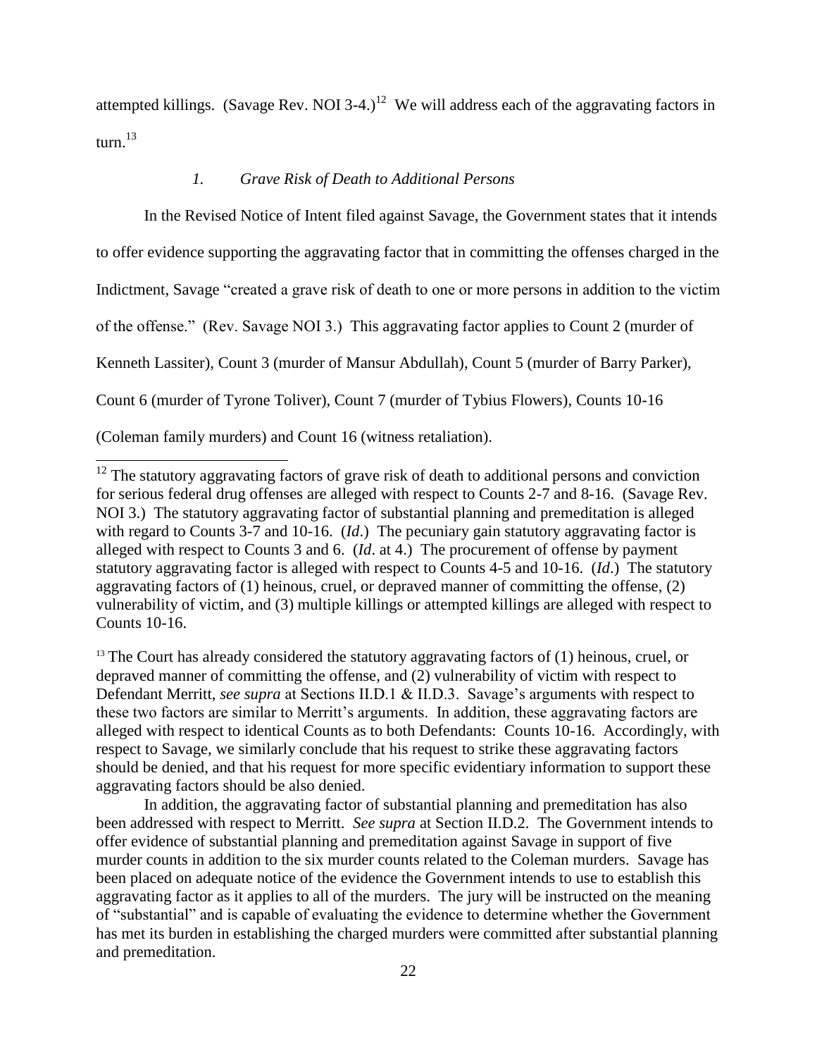attempted killings. (Savage Rev. NOI 3-4.)[12] We will address each of the aggravating factors in turn.[13]

### *1. Grave Risk of Death to Additional Persons*

In the Revised Notice of Intent filed against Savage, the Government states that it intends to offer evidence supporting the aggravating factor that in committing the offenses charged in the Indictment, Savage "created a grave risk of death to one or more persons in addition to the victim of the offense." (Rev. Savage NOI 3.) This aggravating factor applies to Count 2 (murder of Kenneth Lassiter), Count 3 (murder of Mansur Abdullah), Count 5 (murder of Barry Parker), Count 6 (murder of Tyrone Toliver), Count 7 (murder of Tybius Flowers), Counts 10-16 (Coleman family murders) and Count 16 (witness retaliation).

---

[12] The statutory aggravating factors of grave risk of death to additional persons and conviction for serious federal drug offenses are alleged with respect to Counts 2-7 and 8-16. (Savage Rev. NOI 3.) The statutory aggravating factor of substantial planning and premeditation is alleged with regard to Counts 3-7 and 10-16. (*Id*.) The pecuniary gain statutory aggravating factor is alleged with respect to Counts 3 and 6. (*Id*. at 4.) The procurement of offense by payment statutory aggravating factor is alleged with respect to Counts 4-5 and 10-16. (*Id*.) The statutory aggravating factors of (1) heinous, cruel, or depraved manner of committing the offense, (2) vulnerability of victim, and (3) multiple killings or attempted killings are alleged with respect to Counts 10-16.

[13] The Court has already considered the statutory aggravating factors of (1) heinous, cruel, or depraved manner of committing the offense, and (2) vulnerability of victim with respect to Defendant Merritt, *see supra* at Sections II.D.1 & II.D.3. Savage's arguments with respect to these two factors are similar to Merritt's arguments. In addition, these aggravating factors are alleged with respect to identical Counts as to both Defendants: Counts 10-16. Accordingly, with respect to Savage, we similarly conclude that his request to strike these aggravating factors should be denied, and that his request for more specific evidentiary information to support these aggravating factors should be also denied.

In addition, the aggravating factor of substantial planning and premeditation has also been addressed with respect to Merritt. *See supra* at Section II.D.2. The Government intends to offer evidence of substantial planning and premeditation against Savage in support of five murder counts in addition to the six murder counts related to the Coleman murders. Savage has been placed on adequate notice of the evidence the Government intends to use to establish this aggravating factor as it applies to all of the murders. The jury will be instructed on the meaning of "substantial" and is capable of evaluating the evidence to determine whether the Government has met its burden in establishing the charged murders were committed after substantial planning and premeditation.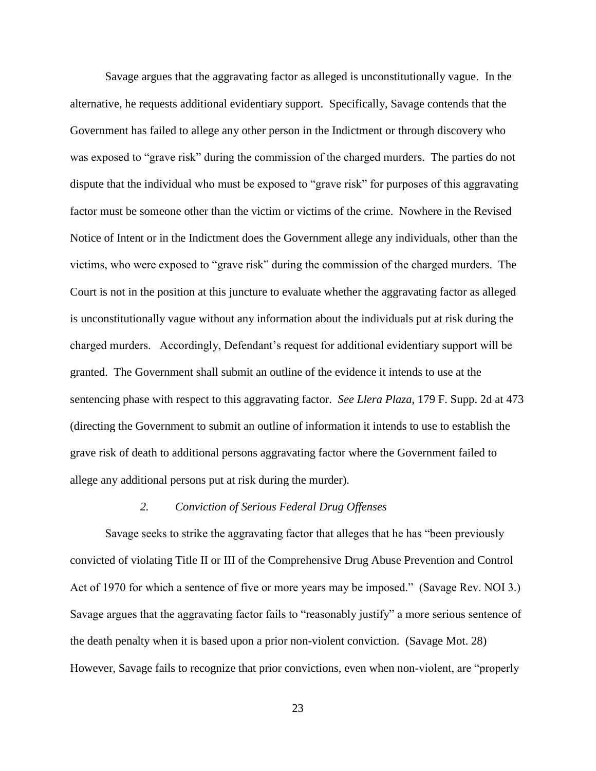Savage argues that the aggravating factor as alleged is unconstitutionally vague. In the alternative, he requests additional evidentiary support. Specifically, Savage contends that the Government has failed to allege any other person in the Indictment or through discovery who was exposed to "grave risk" during the commission of the charged murders. The parties do not dispute that the individual who must be exposed to "grave risk" for purposes of this aggravating factor must be someone other than the victim or victims of the crime. Nowhere in the Revised Notice of Intent or in the Indictment does the Government allege any individuals, other than the victims, who were exposed to "grave risk" during the commission of the charged murders. The Court is not in the position at this juncture to evaluate whether the aggravating factor as alleged is unconstitutionally vague without any information about the individuals put at risk during the charged murders. Accordingly, Defendant's request for additional evidentiary support will be granted. The Government shall submit an outline of the evidence it intends to use at the sentencing phase with respect to this aggravating factor. *See Llera Plaza*, 179 F. Supp. 2d at 473 (directing the Government to submit an outline of information it intends to use to establish the grave risk of death to additional persons aggravating factor where the Government failed to allege any additional persons put at risk during the murder).

### *2. Conviction of Serious Federal Drug Offenses*

Savage seeks to strike the aggravating factor that alleges that he has "been previously convicted of violating Title II or III of the Comprehensive Drug Abuse Prevention and Control Act of 1970 for which a sentence of five or more years may be imposed." (Savage Rev. NOI 3.) Savage argues that the aggravating factor fails to "reasonably justify" a more serious sentence of the death penalty when it is based upon a prior non-violent conviction. (Savage Mot. 28) However, Savage fails to recognize that prior convictions, even when non-violent, are "properly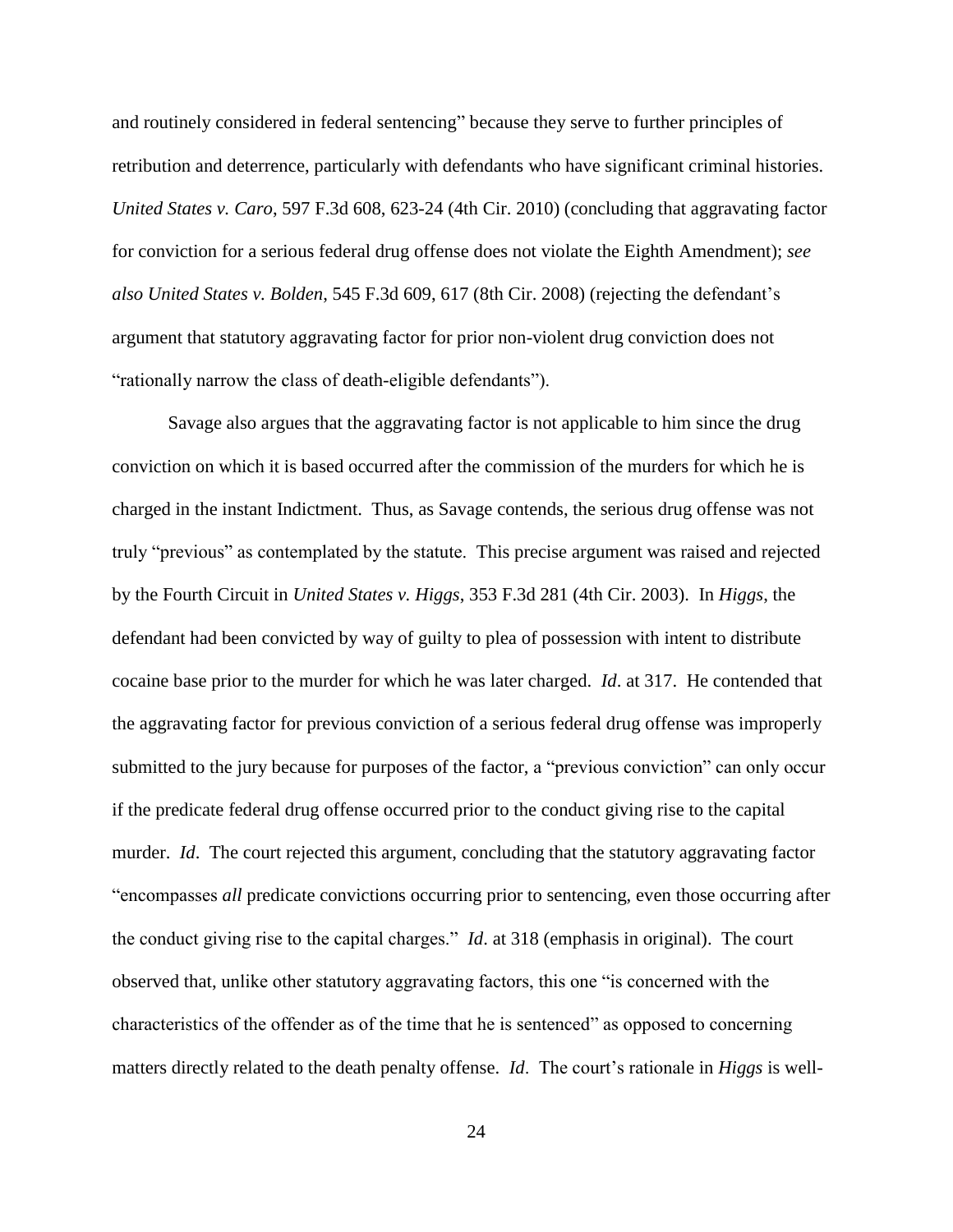and routinely considered in federal sentencing" because they serve to further principles of retribution and deterrence, particularly with defendants who have significant criminal histories. *United States v. Caro*, 597 F.3d 608, 623-24 (4th Cir. 2010) (concluding that aggravating factor for conviction for a serious federal drug offense does not violate the Eighth Amendment); *see also United States v. Bolden*, 545 F.3d 609, 617 (8th Cir. 2008) (rejecting the defendant's argument that statutory aggravating factor for prior non-violent drug conviction does not "rationally narrow the class of death-eligible defendants").

Savage also argues that the aggravating factor is not applicable to him since the drug conviction on which it is based occurred after the commission of the murders for which he is charged in the instant Indictment. Thus, as Savage contends, the serious drug offense was not truly "previous" as contemplated by the statute. This precise argument was raised and rejected by the Fourth Circuit in *United States v. Higgs*, 353 F.3d 281 (4th Cir. 2003). In *Higgs*, the defendant had been convicted by way of guilty to plea of possession with intent to distribute cocaine base prior to the murder for which he was later charged. *Id*. at 317. He contended that the aggravating factor for previous conviction of a serious federal drug offense was improperly submitted to the jury because for purposes of the factor, a "previous conviction" can only occur if the predicate federal drug offense occurred prior to the conduct giving rise to the capital murder. *Id*. The court rejected this argument, concluding that the statutory aggravating factor "encompasses *all* predicate convictions occurring prior to sentencing, even those occurring after the conduct giving rise to the capital charges." *Id*. at 318 (emphasis in original). The court observed that, unlike other statutory aggravating factors, this one "is concerned with the characteristics of the offender as of the time that he is sentenced" as opposed to concerning matters directly related to the death penalty offense. *Id*. The court's rationale in *Higgs* is well-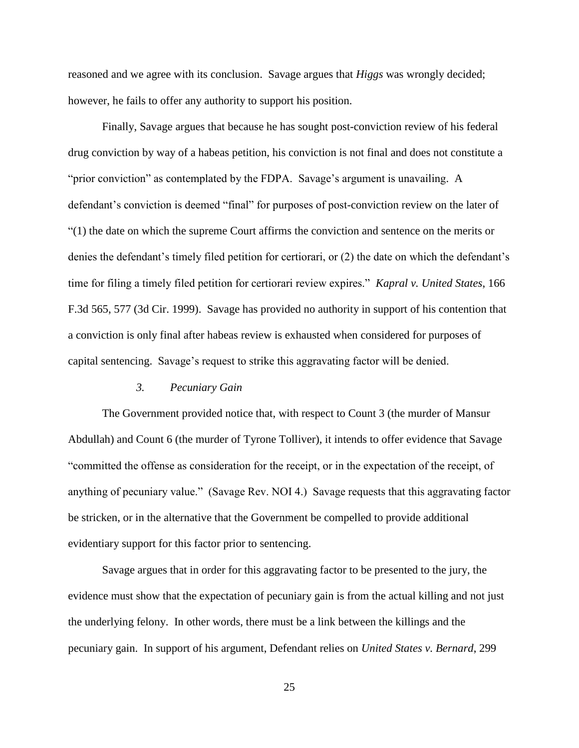reasoned and we agree with its conclusion. Savage argues that *Higgs* was wrongly decided; however, he fails to offer any authority to support his position.

Finally, Savage argues that because he has sought post-conviction review of his federal drug conviction by way of a habeas petition, his conviction is not final and does not constitute a "prior conviction" as contemplated by the FDPA. Savage's argument is unavailing. A defendant's conviction is deemed "final" for purposes of post-conviction review on the later of "(1) the date on which the supreme Court affirms the conviction and sentence on the merits or denies the defendant's timely filed petition for certiorari, or (2) the date on which the defendant's time for filing a timely filed petition for certiorari review expires." *Kapral v. United States*, 166 F.3d 565, 577 (3d Cir. 1999). Savage has provided no authority in support of his contention that a conviction is only final after habeas review is exhausted when considered for purposes of capital sentencing. Savage's request to strike this aggravating factor will be denied.

*3. Pecuniary Gain*

The Government provided notice that, with respect to Count 3 (the murder of Mansur Abdullah) and Count 6 (the murder of Tyrone Tolliver), it intends to offer evidence that Savage "committed the offense as consideration for the receipt, or in the expectation of the receipt, of anything of pecuniary value." (Savage Rev. NOI 4.) Savage requests that this aggravating factor be stricken, or in the alternative that the Government be compelled to provide additional evidentiary support for this factor prior to sentencing.

Savage argues that in order for this aggravating factor to be presented to the jury, the evidence must show that the expectation of pecuniary gain is from the actual killing and not just the underlying felony. In other words, there must be a link between the killings and the pecuniary gain. In support of his argument, Defendant relies on *United States v. Bernard*, 299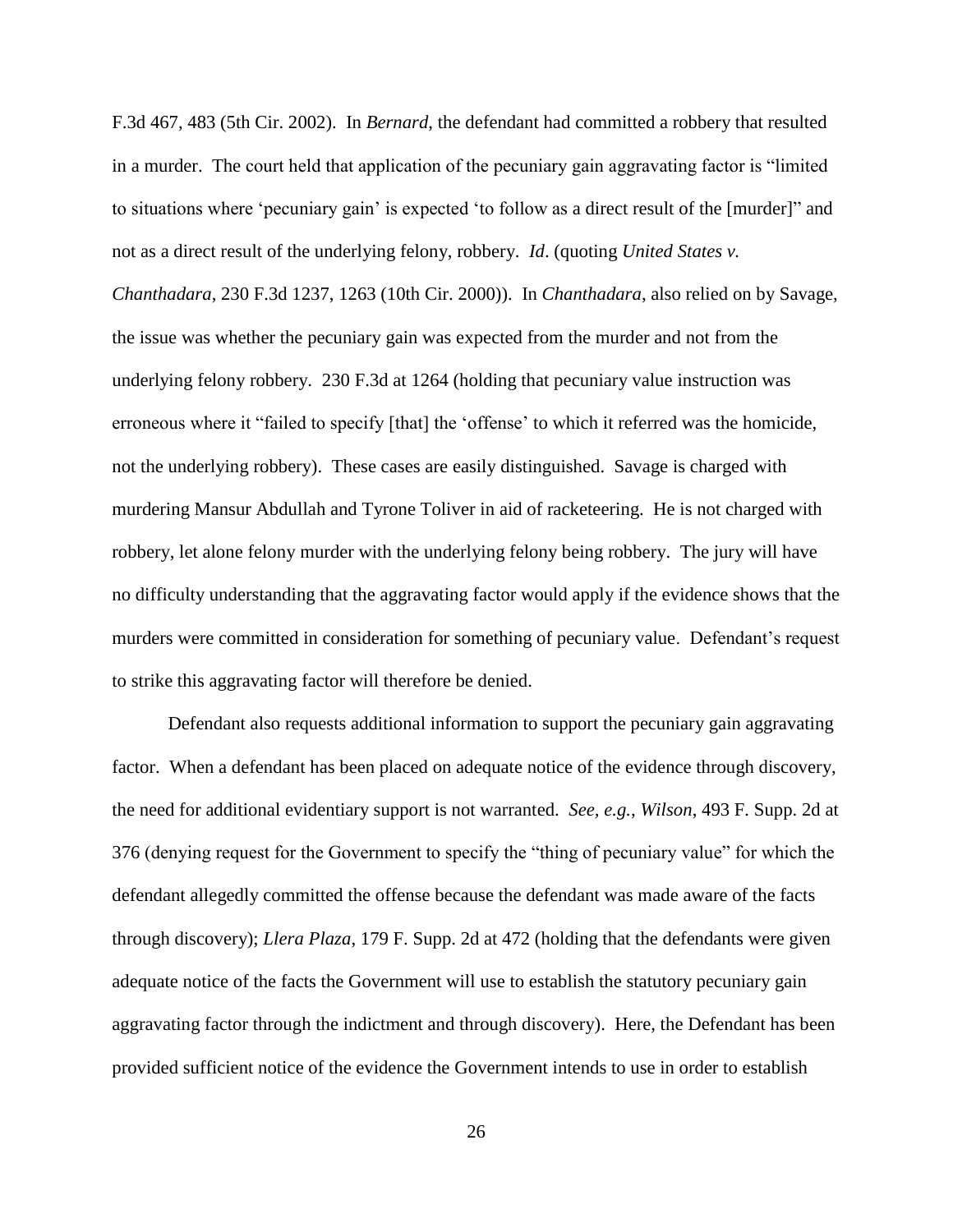F.3d 467, 483 (5th Cir. 2002). In *Bernard*, the defendant had committed a robbery that resulted in a murder. The court held that application of the pecuniary gain aggravating factor is "limited to situations where 'pecuniary gain' is expected 'to follow as a direct result of the [murder]" and not as a direct result of the underlying felony, robbery. *Id*. (quoting *United States v. Chanthadara*, 230 F.3d 1237, 1263 (10th Cir. 2000)). In *Chanthadara*, also relied on by Savage, the issue was whether the pecuniary gain was expected from the murder and not from the underlying felony robbery. 230 F.3d at 1264 (holding that pecuniary value instruction was erroneous where it "failed to specify [that] the 'offense' to which it referred was the homicide, not the underlying robbery). These cases are easily distinguished. Savage is charged with murdering Mansur Abdullah and Tyrone Toliver in aid of racketeering. He is not charged with robbery, let alone felony murder with the underlying felony being robbery. The jury will have no difficulty understanding that the aggravating factor would apply if the evidence shows that the murders were committed in consideration for something of pecuniary value. Defendant's request to strike this aggravating factor will therefore be denied.

Defendant also requests additional information to support the pecuniary gain aggravating factor. When a defendant has been placed on adequate notice of the evidence through discovery, the need for additional evidentiary support is not warranted. *See, e.g.*, *Wilson*, 493 F. Supp. 2d at 376 (denying request for the Government to specify the "thing of pecuniary value" for which the defendant allegedly committed the offense because the defendant was made aware of the facts through discovery); *Llera Plaza*, 179 F. Supp. 2d at 472 (holding that the defendants were given adequate notice of the facts the Government will use to establish the statutory pecuniary gain aggravating factor through the indictment and through discovery). Here, the Defendant has been provided sufficient notice of the evidence the Government intends to use in order to establish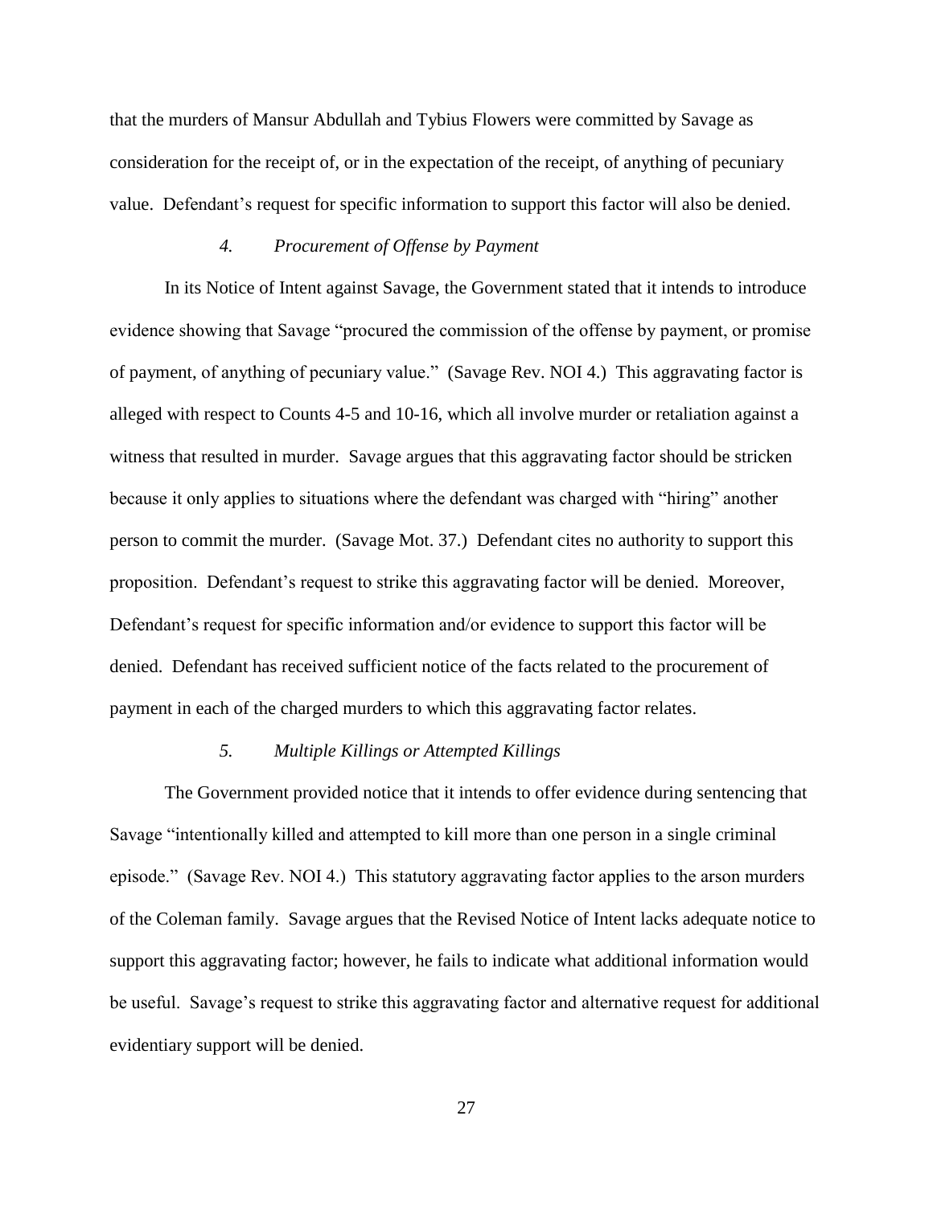that the murders of Mansur Abdullah and Tybius Flowers were committed by Savage as consideration for the receipt of, or in the expectation of the receipt, of anything of pecuniary value. Defendant's request for specific information to support this factor will also be denied.

#### *4. Procurement of Offense by Payment*

In its Notice of Intent against Savage, the Government stated that it intends to introduce evidence showing that Savage "procured the commission of the offense by payment, or promise of payment, of anything of pecuniary value." (Savage Rev. NOI 4.) This aggravating factor is alleged with respect to Counts 4-5 and 10-16, which all involve murder or retaliation against a witness that resulted in murder. Savage argues that this aggravating factor should be stricken because it only applies to situations where the defendant was charged with "hiring" another person to commit the murder. (Savage Mot. 37.) Defendant cites no authority to support this proposition. Defendant's request to strike this aggravating factor will be denied. Moreover, Defendant's request for specific information and/or evidence to support this factor will be denied. Defendant has received sufficient notice of the facts related to the procurement of payment in each of the charged murders to which this aggravating factor relates.

#### *5. Multiple Killings or Attempted Killings*

The Government provided notice that it intends to offer evidence during sentencing that Savage "intentionally killed and attempted to kill more than one person in a single criminal episode." (Savage Rev. NOI 4.) This statutory aggravating factor applies to the arson murders of the Coleman family. Savage argues that the Revised Notice of Intent lacks adequate notice to support this aggravating factor; however, he fails to indicate what additional information would be useful. Savage's request to strike this aggravating factor and alternative request for additional evidentiary support will be denied.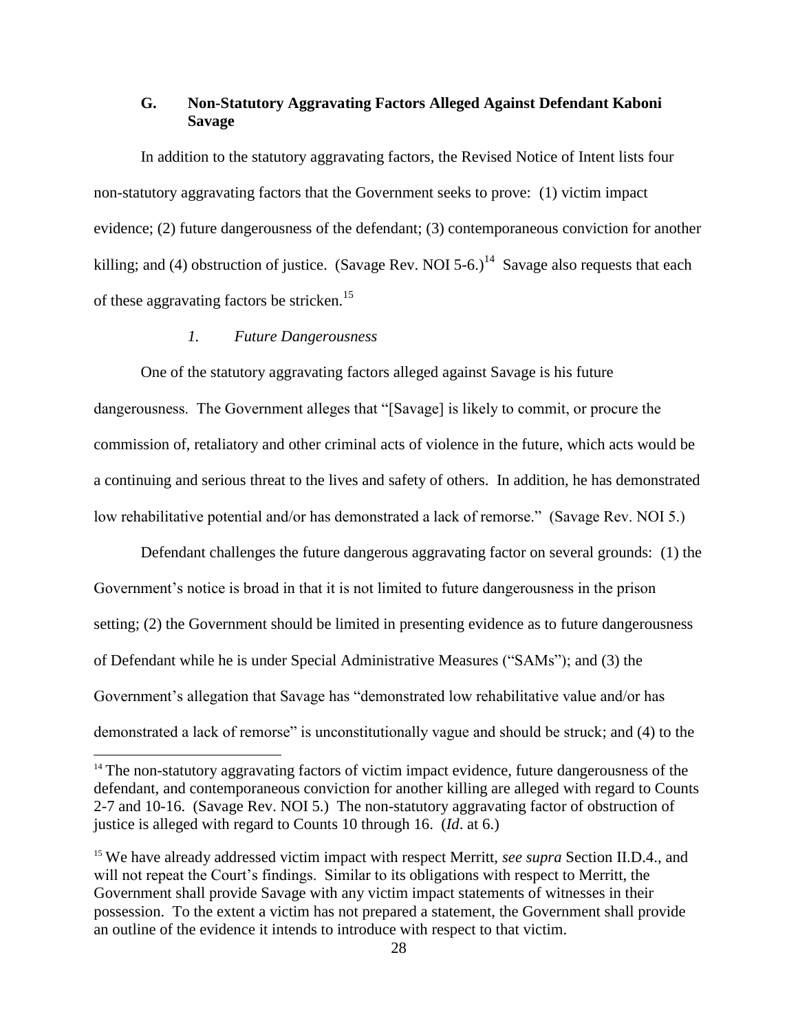### G. Non-Statutory Aggravating Factors Alleged Against Defendant Kaboni Savage

In addition to the statutory aggravating factors, the Revised Notice of Intent lists four non-statutory aggravating factors that the Government seeks to prove: (1) victim impact evidence; (2) future dangerousness of the defendant; (3) contemporaneous conviction for another killing; and (4) obstruction of justice. (Savage Rev. NOI 5-6.)[14] Savage also requests that each of these aggravating factors be stricken.[15]

#### *1. Future Dangerousness*

One of the statutory aggravating factors alleged against Savage is his future dangerousness. The Government alleges that "[Savage] is likely to commit, or procure the commission of, retaliatory and other criminal acts of violence in the future, which acts would be a continuing and serious threat to the lives and safety of others. In addition, he has demonstrated low rehabilitative potential and/or has demonstrated a lack of remorse." (Savage Rev. NOI 5.)

Defendant challenges the future dangerous aggravating factor on several grounds: (1) the Government's notice is broad in that it is not limited to future dangerousness in the prison setting; (2) the Government should be limited in presenting evidence as to future dangerousness of Defendant while he is under Special Administrative Measures ("SAMs"); and (3) the Government's allegation that Savage has "demonstrated low rehabilitative value and/or has demonstrated a lack of remorse" is unconstitutionally vague and should be struck; and (4) to the

---

[14] The non-statutory aggravating factors of victim impact evidence, future dangerousness of the defendant, and contemporaneous conviction for another killing are alleged with regard to Counts 2-7 and 10-16. (Savage Rev. NOI 5.) The non-statutory aggravating factor of obstruction of justice is alleged with regard to Counts 10 through 16. (*Id*. at 6.)

[15] We have already addressed victim impact with respect Merritt, *see supra* Section II.D.4., and will not repeat the Court's findings. Similar to its obligations with respect to Merritt, the Government shall provide Savage with any victim impact statements of witnesses in their possession. To the extent a victim has not prepared a statement, the Government shall provide an outline of the evidence it intends to introduce with respect to that victim.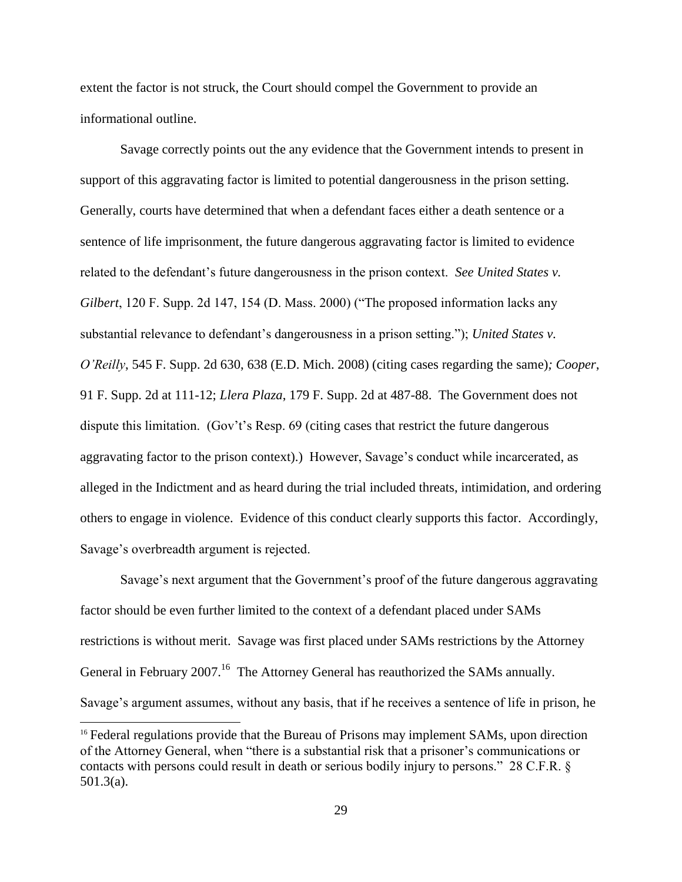extent the factor is not struck, the Court should compel the Government to provide an informational outline.

Savage correctly points out the any evidence that the Government intends to present in support of this aggravating factor is limited to potential dangerousness in the prison setting. Generally, courts have determined that when a defendant faces either a death sentence or a sentence of life imprisonment, the future dangerous aggravating factor is limited to evidence related to the defendant's future dangerousness in the prison context. *See United States v. Gilbert*, 120 F. Supp. 2d 147, 154 (D. Mass. 2000) ("The proposed information lacks any substantial relevance to defendant's dangerousness in a prison setting."); *United States v. O'Reilly*, 545 F. Supp. 2d 630, 638 (E.D. Mich. 2008) (citing cases regarding the same)*; Cooper*, 91 F. Supp. 2d at 111-12; *Llera Plaza*, 179 F. Supp. 2d at 487-88. The Government does not dispute this limitation. (Gov't's Resp. 69 (citing cases that restrict the future dangerous aggravating factor to the prison context).) However, Savage's conduct while incarcerated, as alleged in the Indictment and as heard during the trial included threats, intimidation, and ordering others to engage in violence. Evidence of this conduct clearly supports this factor. Accordingly, Savage's overbreadth argument is rejected.

Savage's next argument that the Government's proof of the future dangerous aggravating factor should be even further limited to the context of a defendant placed under SAMs restrictions is without merit. Savage was first placed under SAMs restrictions by the Attorney General in February 2007.[16] The Attorney General has reauthorized the SAMs annually. Savage's argument assumes, without any basis, that if he receives a sentence of life in prison, he

[16] Federal regulations provide that the Bureau of Prisons may implement SAMs, upon direction of the Attorney General, when "there is a substantial risk that a prisoner's communications or contacts with persons could result in death or serious bodily injury to persons." 28 C.F.R. § 501.3(a).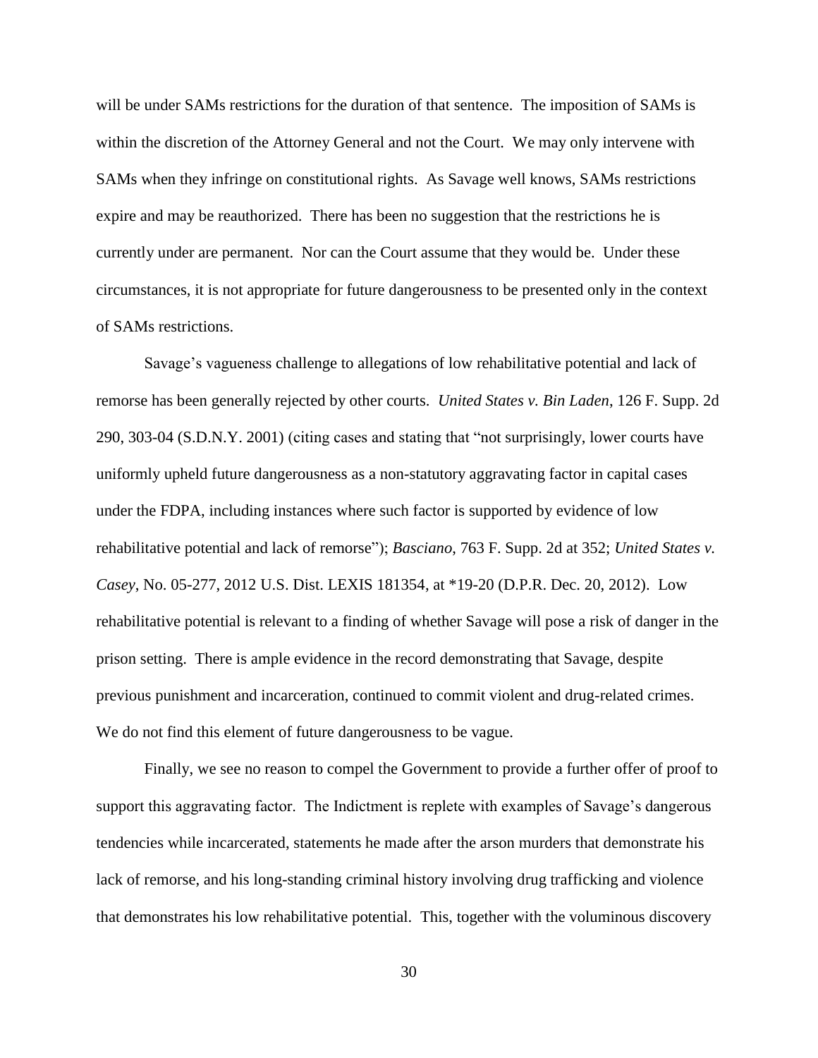will be under SAMs restrictions for the duration of that sentence. The imposition of SAMs is within the discretion of the Attorney General and not the Court. We may only intervene with SAMs when they infringe on constitutional rights. As Savage well knows, SAMs restrictions expire and may be reauthorized. There has been no suggestion that the restrictions he is currently under are permanent. Nor can the Court assume that they would be. Under these circumstances, it is not appropriate for future dangerousness to be presented only in the context of SAMs restrictions.

Savage's vagueness challenge to allegations of low rehabilitative potential and lack of remorse has been generally rejected by other courts. *United States v. Bin Laden*, 126 F. Supp. 2d 290, 303-04 (S.D.N.Y. 2001) (citing cases and stating that "not surprisingly, lower courts have uniformly upheld future dangerousness as a non-statutory aggravating factor in capital cases under the FDPA, including instances where such factor is supported by evidence of low rehabilitative potential and lack of remorse"); *Basciano*, 763 F. Supp. 2d at 352; *United States v. Casey*, No. 05-277, 2012 U.S. Dist. LEXIS 181354, at *19-20 (D.P.R. Dec. 20, 2012). Low rehabilitative potential is relevant to a finding of whether Savage will pose a risk of danger in the prison setting. There is ample evidence in the record demonstrating that Savage, despite previous punishment and incarceration, continued to commit violent and drug-related crimes. We do not find this element of future dangerousness to be vague.

Finally, we see no reason to compel the Government to provide a further offer of proof to support this aggravating factor. The Indictment is replete with examples of Savage's dangerous tendencies while incarcerated, statements he made after the arson murders that demonstrate his lack of remorse, and his long-standing criminal history involving drug trafficking and violence that demonstrates his low rehabilitative potential. This, together with the voluminous discovery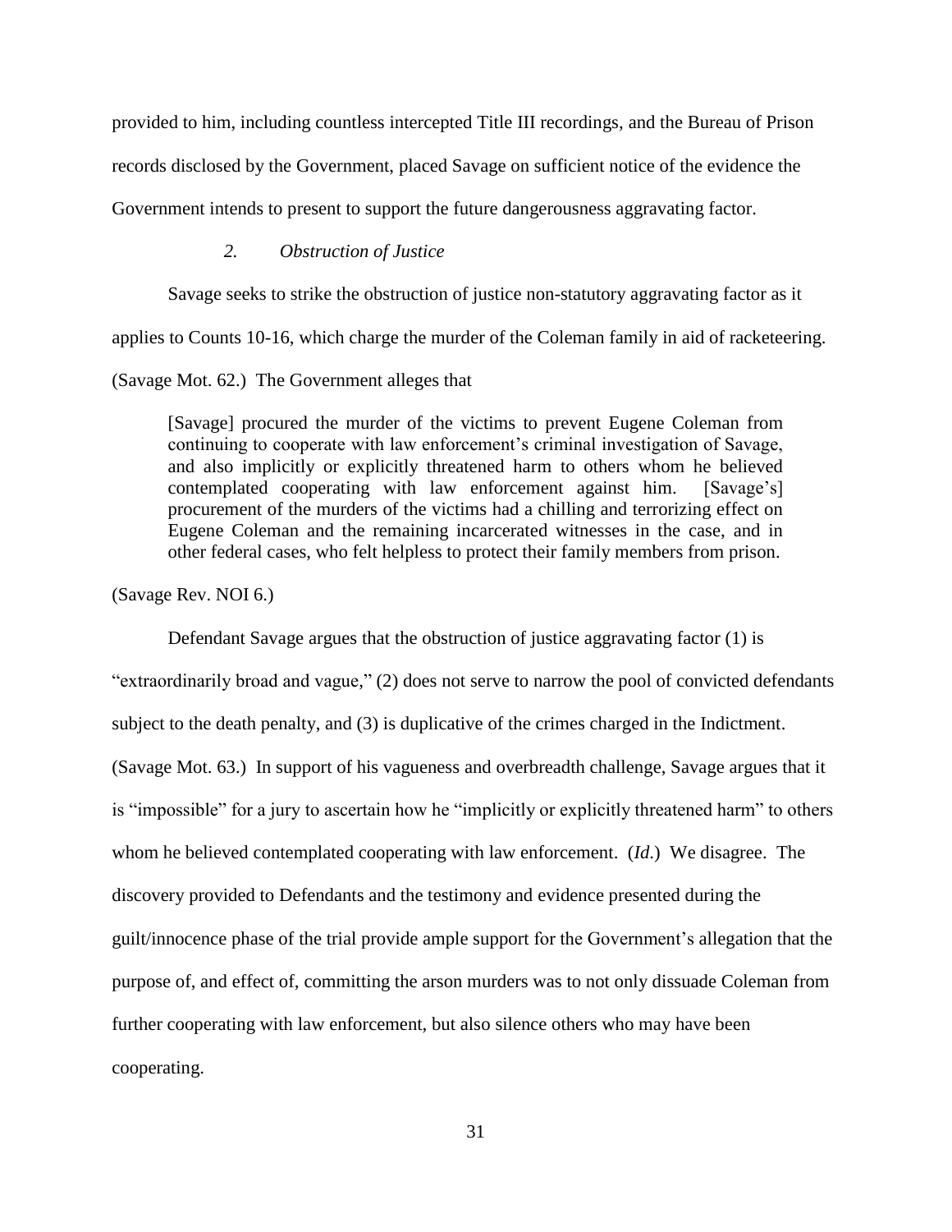provided to him, including countless intercepted Title III recordings, and the Bureau of Prison records disclosed by the Government, placed Savage on sufficient notice of the evidence the Government intends to present to support the future dangerousness aggravating factor.

*2. Obstruction of Justice*

Savage seeks to strike the obstruction of justice non-statutory aggravating factor as it applies to Counts 10-16, which charge the murder of the Coleman family in aid of racketeering. (Savage Mot. 62.) The Government alleges that

> [Savage] procured the murder of the victims to prevent Eugene Coleman from continuing to cooperate with law enforcement's criminal investigation of Savage, and also implicitly or explicitly threatened harm to others whom he believed contemplated cooperating with law enforcement against him. [Savage's] procurement of the murders of the victims had a chilling and terrorizing effect on Eugene Coleman and the remaining incarcerated witnesses in the case, and in other federal cases, who felt helpless to protect their family members from prison.

(Savage Rev. NOI 6.)

Defendant Savage argues that the obstruction of justice aggravating factor (1) is "extraordinarily broad and vague," (2) does not serve to narrow the pool of convicted defendants subject to the death penalty, and (3) is duplicative of the crimes charged in the Indictment. (Savage Mot. 63.) In support of his vagueness and overbreadth challenge, Savage argues that it is "impossible" for a jury to ascertain how he "implicitly or explicitly threatened harm" to others whom he believed contemplated cooperating with law enforcement. (*Id.*) We disagree. The discovery provided to Defendants and the testimony and evidence presented during the guilt/innocence phase of the trial provide ample support for the Government's allegation that the purpose of, and effect of, committing the arson murders was to not only dissuade Coleman from further cooperating with law enforcement, but also silence others who may have been cooperating.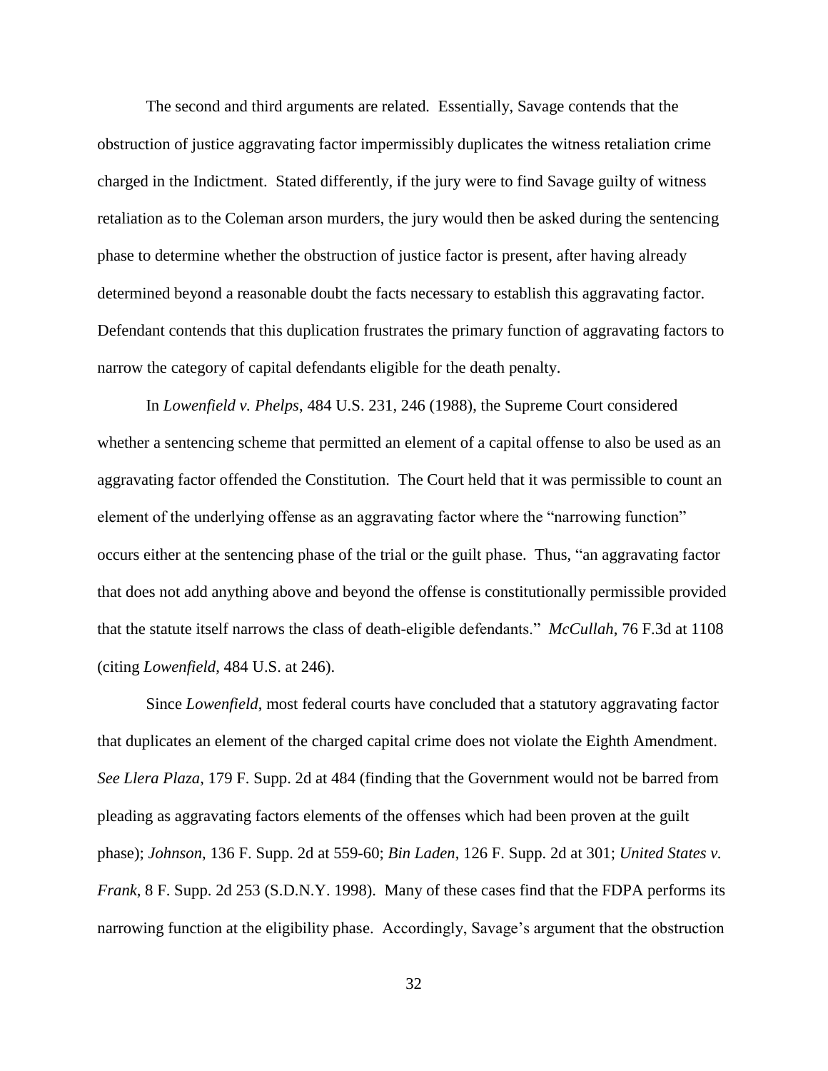The second and third arguments are related. Essentially, Savage contends that the obstruction of justice aggravating factor impermissibly duplicates the witness retaliation crime charged in the Indictment. Stated differently, if the jury were to find Savage guilty of witness retaliation as to the Coleman arson murders, the jury would then be asked during the sentencing phase to determine whether the obstruction of justice factor is present, after having already determined beyond a reasonable doubt the facts necessary to establish this aggravating factor. Defendant contends that this duplication frustrates the primary function of aggravating factors to narrow the category of capital defendants eligible for the death penalty.

In *Lowenfield v. Phelps*, 484 U.S. 231, 246 (1988), the Supreme Court considered whether a sentencing scheme that permitted an element of a capital offense to also be used as an aggravating factor offended the Constitution. The Court held that it was permissible to count an element of the underlying offense as an aggravating factor where the "narrowing function" occurs either at the sentencing phase of the trial or the guilt phase. Thus, "an aggravating factor that does not add anything above and beyond the offense is constitutionally permissible provided that the statute itself narrows the class of death-eligible defendants." *McCullah*, 76 F.3d at 1108 (citing *Lowenfield*, 484 U.S. at 246).

Since *Lowenfield*, most federal courts have concluded that a statutory aggravating factor that duplicates an element of the charged capital crime does not violate the Eighth Amendment. *See Llera Plaza*, 179 F. Supp. 2d at 484 (finding that the Government would not be barred from pleading as aggravating factors elements of the offenses which had been proven at the guilt phase); *Johnson*, 136 F. Supp. 2d at 559-60; *Bin Laden*, 126 F. Supp. 2d at 301; *United States v. Frank*, 8 F. Supp. 2d 253 (S.D.N.Y. 1998). Many of these cases find that the FDPA performs its narrowing function at the eligibility phase. Accordingly, Savage's argument that the obstruction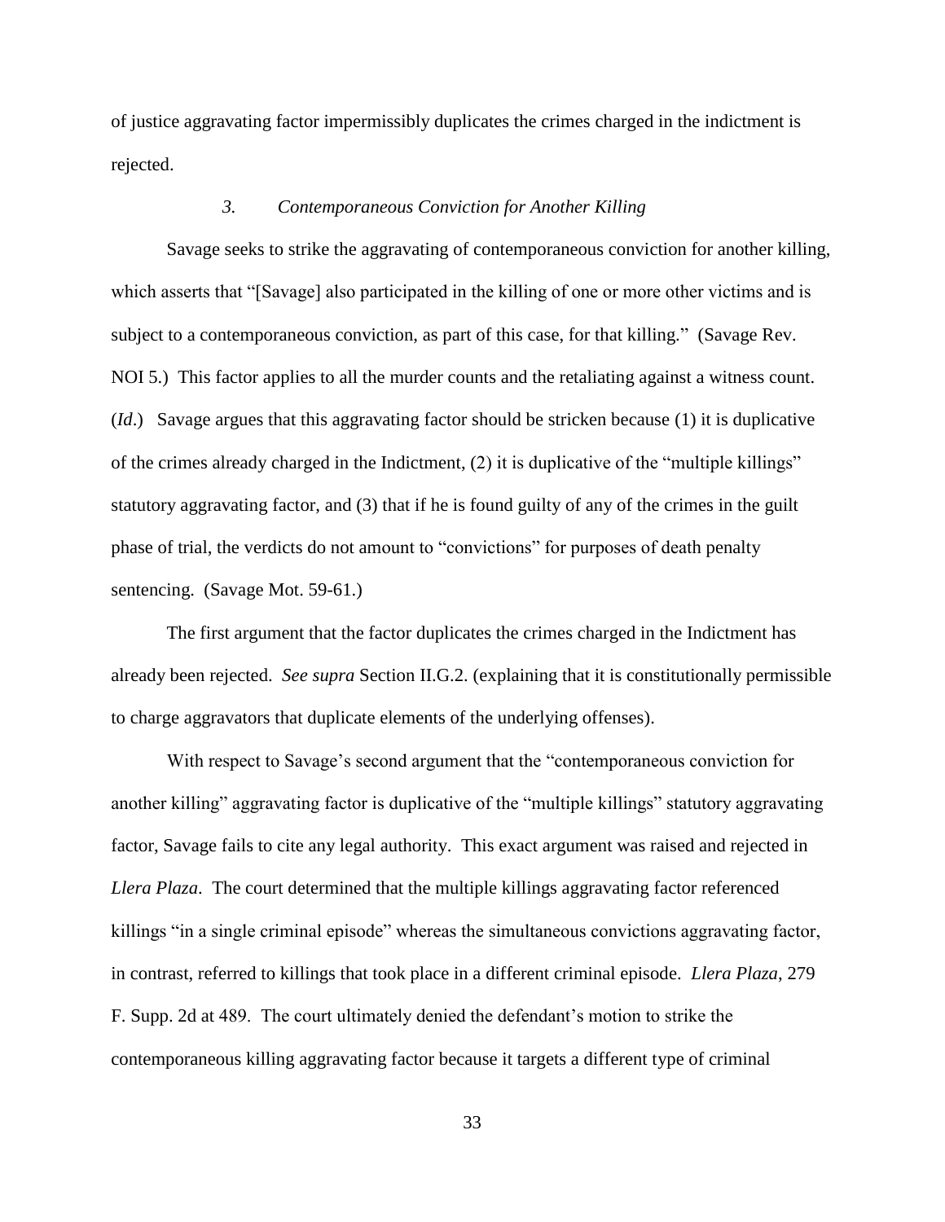of justice aggravating factor impermissibly duplicates the crimes charged in the indictment is rejected.

### *3. Contemporaneous Conviction for Another Killing*

Savage seeks to strike the aggravating of contemporaneous conviction for another killing, which asserts that "[Savage] also participated in the killing of one or more other victims and is subject to a contemporaneous conviction, as part of this case, for that killing." (Savage Rev. NOI 5.) This factor applies to all the murder counts and the retaliating against a witness count. (*Id*.) Savage argues that this aggravating factor should be stricken because (1) it is duplicative of the crimes already charged in the Indictment, (2) it is duplicative of the "multiple killings" statutory aggravating factor, and (3) that if he is found guilty of any of the crimes in the guilt phase of trial, the verdicts do not amount to "convictions" for purposes of death penalty sentencing. (Savage Mot. 59-61.)

The first argument that the factor duplicates the crimes charged in the Indictment has already been rejected. *See supra* Section II.G.2. (explaining that it is constitutionally permissible to charge aggravators that duplicate elements of the underlying offenses).

With respect to Savage's second argument that the "contemporaneous conviction for another killing" aggravating factor is duplicative of the "multiple killings" statutory aggravating factor, Savage fails to cite any legal authority. This exact argument was raised and rejected in *Llera Plaza*. The court determined that the multiple killings aggravating factor referenced killings "in a single criminal episode" whereas the simultaneous convictions aggravating factor, in contrast, referred to killings that took place in a different criminal episode. *Llera Plaza*, 279 F. Supp. 2d at 489. The court ultimately denied the defendant's motion to strike the contemporaneous killing aggravating factor because it targets a different type of criminal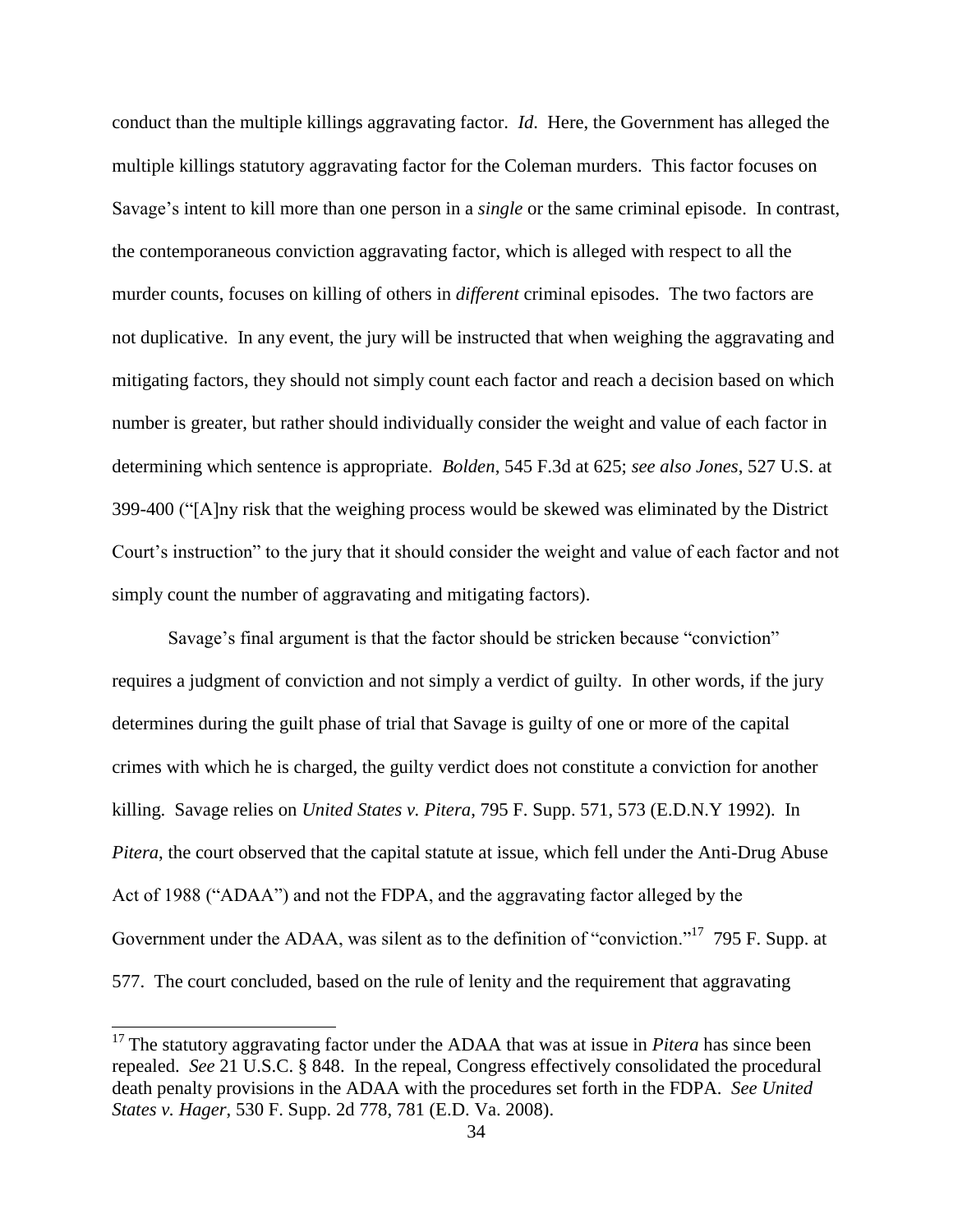conduct than the multiple killings aggravating factor. *Id*. Here, the Government has alleged the multiple killings statutory aggravating factor for the Coleman murders. This factor focuses on Savage's intent to kill more than one person in a *single* or the same criminal episode. In contrast, the contemporaneous conviction aggravating factor, which is alleged with respect to all the murder counts, focuses on killing of others in *different* criminal episodes. The two factors are not duplicative. In any event, the jury will be instructed that when weighing the aggravating and mitigating factors, they should not simply count each factor and reach a decision based on which number is greater, but rather should individually consider the weight and value of each factor in determining which sentence is appropriate. *Bolden*, 545 F.3d at 625; *see also Jones*, 527 U.S. at 399-400 ("[A]ny risk that the weighing process would be skewed was eliminated by the District Court's instruction" to the jury that it should consider the weight and value of each factor and not simply count the number of aggravating and mitigating factors).

Savage's final argument is that the factor should be stricken because "conviction" requires a judgment of conviction and not simply a verdict of guilty. In other words, if the jury determines during the guilt phase of trial that Savage is guilty of one or more of the capital crimes with which he is charged, the guilty verdict does not constitute a conviction for another killing. Savage relies on *United States v. Pitera*, 795 F. Supp. 571, 573 (E.D.N.Y 1992). In *Pitera*, the court observed that the capital statute at issue, which fell under the Anti-Drug Abuse Act of 1988 ("ADAA") and not the FDPA, and the aggravating factor alleged by the Government under the ADAA, was silent as to the definition of "conviction."[17] 795 F. Supp. at 577. The court concluded, based on the rule of lenity and the requirement that aggravating

[17] The statutory aggravating factor under the ADAA that was at issue in *Pitera* has since been repealed. *See* 21 U.S.C. § 848. In the repeal, Congress effectively consolidated the procedural death penalty provisions in the ADAA with the procedures set forth in the FDPA. *See United States v. Hager*, 530 F. Supp. 2d 778, 781 (E.D. Va. 2008).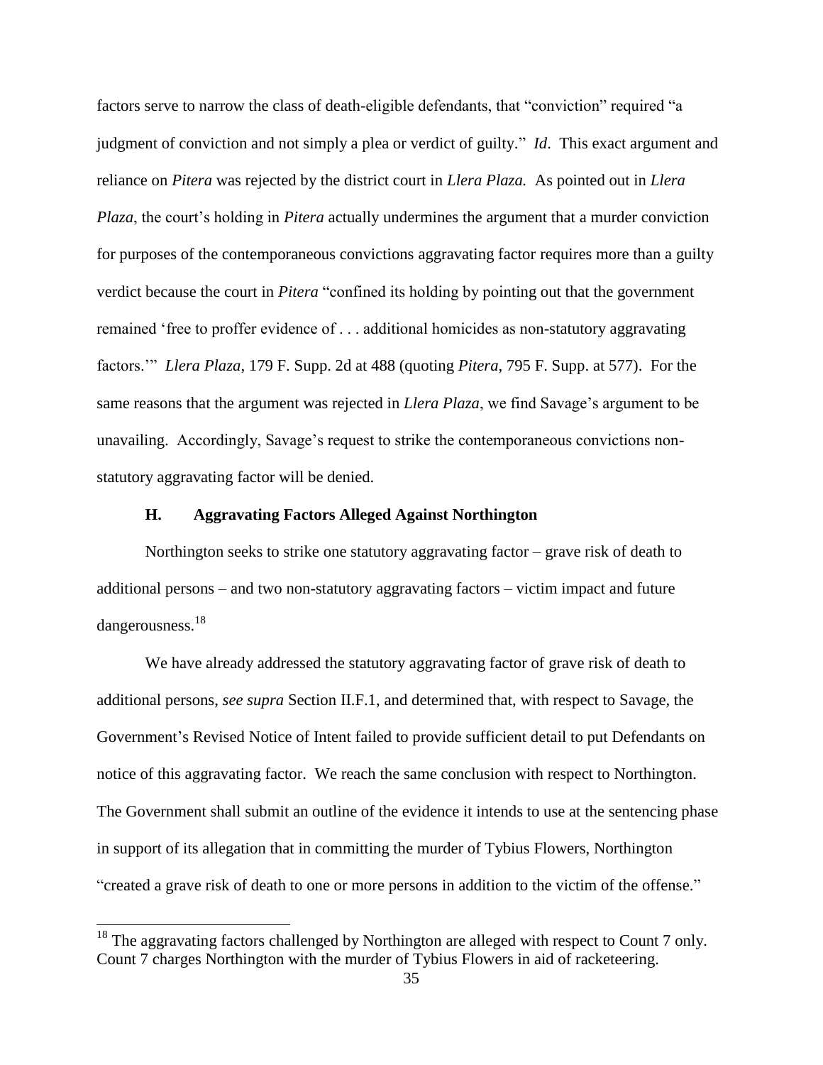factors serve to narrow the class of death-eligible defendants, that "conviction" required "a judgment of conviction and not simply a plea or verdict of guilty." *Id.* This exact argument and reliance on *Pitera* was rejected by the district court in *Llera Plaza.* As pointed out in *Llera Plaza*, the court's holding in *Pitera* actually undermines the argument that a murder conviction for purposes of the contemporaneous convictions aggravating factor requires more than a guilty verdict because the court in *Pitera* "confined its holding by pointing out that the government remained 'free to proffer evidence of . . . additional homicides as non-statutory aggravating factors.'" *Llera Plaza*, 179 F. Supp. 2d at 488 (quoting *Pitera*, 795 F. Supp. at 577). For the same reasons that the argument was rejected in *Llera Plaza*, we find Savage's argument to be unavailing. Accordingly, Savage's request to strike the contemporaneous convictions non-statutory aggravating factor will be denied.

### H. Aggravating Factors Alleged Against Northington

Northington seeks to strike one statutory aggravating factor – grave risk of death to additional persons – and two non-statutory aggravating factors – victim impact and future dangerousness.[18]

We have already addressed the statutory aggravating factor of grave risk of death to additional persons, *see supra* Section II.F.1, and determined that, with respect to Savage, the Government's Revised Notice of Intent failed to provide sufficient detail to put Defendants on notice of this aggravating factor. We reach the same conclusion with respect to Northington. The Government shall submit an outline of the evidence it intends to use at the sentencing phase in support of its allegation that in committing the murder of Tybius Flowers, Northington "created a grave risk of death to one or more persons in addition to the victim of the offense."

---

[18] The aggravating factors challenged by Northington are alleged with respect to Count 7 only. Count 7 charges Northington with the murder of Tybius Flowers in aid of racketeering.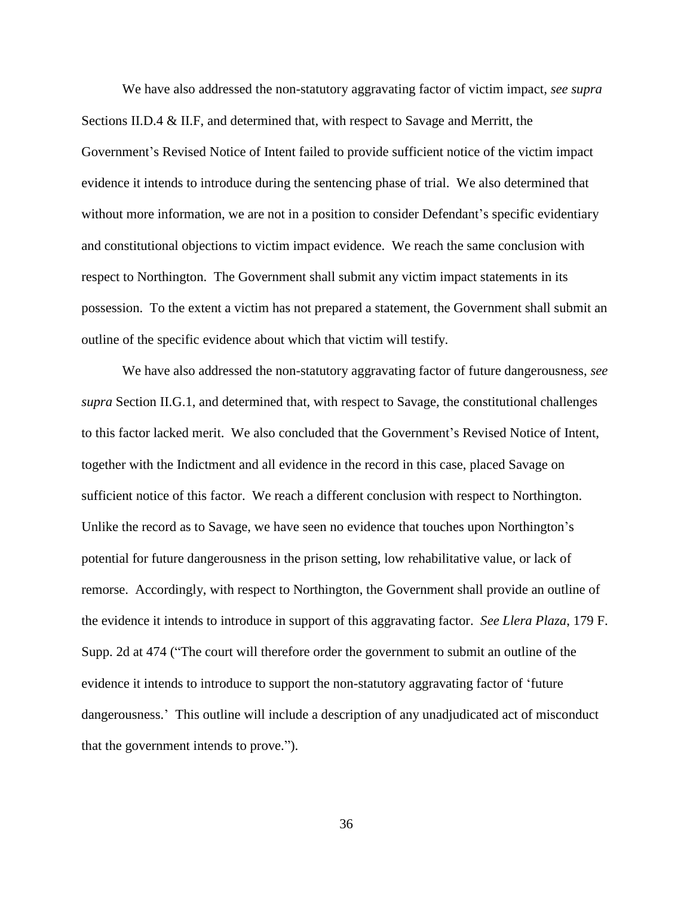We have also addressed the non-statutory aggravating factor of victim impact, *see supra* Sections II.D.4 & II.F, and determined that, with respect to Savage and Merritt, the Government's Revised Notice of Intent failed to provide sufficient notice of the victim impact evidence it intends to introduce during the sentencing phase of trial. We also determined that without more information, we are not in a position to consider Defendant's specific evidentiary and constitutional objections to victim impact evidence. We reach the same conclusion with respect to Northington. The Government shall submit any victim impact statements in its possession. To the extent a victim has not prepared a statement, the Government shall submit an outline of the specific evidence about which that victim will testify.

We have also addressed the non-statutory aggravating factor of future dangerousness, *see supra* Section II.G.1, and determined that, with respect to Savage, the constitutional challenges to this factor lacked merit. We also concluded that the Government's Revised Notice of Intent, together with the Indictment and all evidence in the record in this case, placed Savage on sufficient notice of this factor. We reach a different conclusion with respect to Northington. Unlike the record as to Savage, we have seen no evidence that touches upon Northington's potential for future dangerousness in the prison setting, low rehabilitative value, or lack of remorse. Accordingly, with respect to Northington, the Government shall provide an outline of the evidence it intends to introduce in support of this aggravating factor. *See Llera Plaza*, 179 F. Supp. 2d at 474 ("The court will therefore order the government to submit an outline of the evidence it intends to introduce to support the non-statutory aggravating factor of 'future dangerousness.' This outline will include a description of any unadjudicated act of misconduct that the government intends to prove.").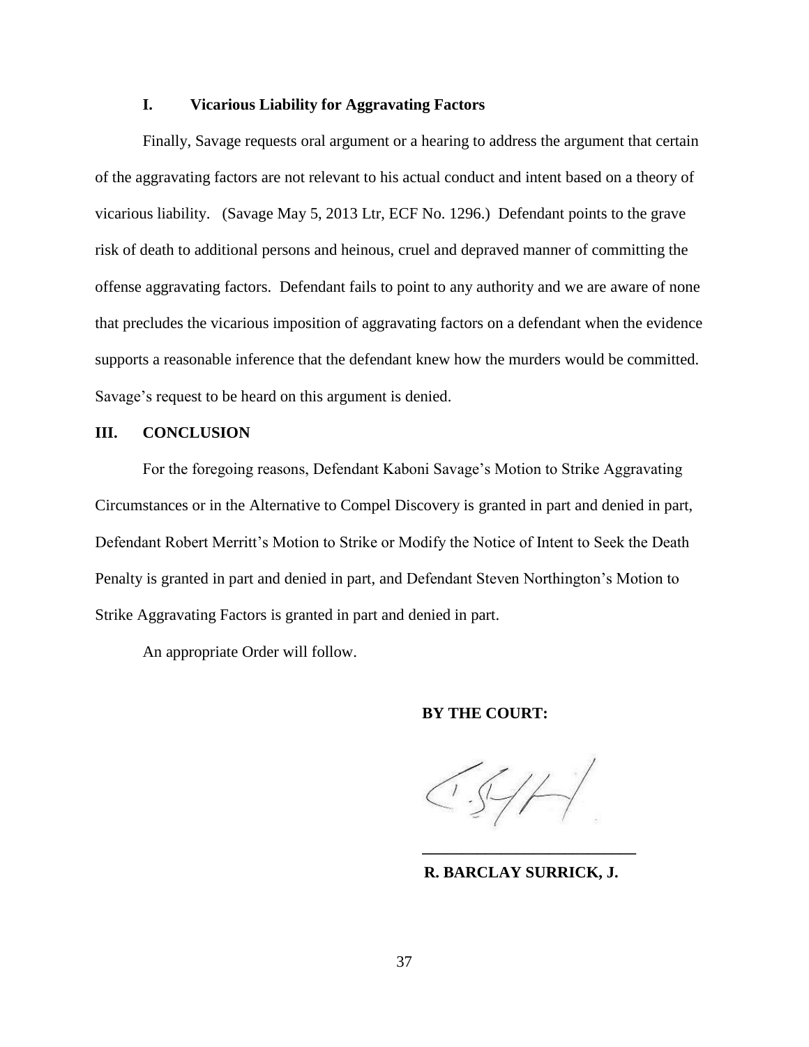### I. Vicarious Liability for Aggravating Factors

Finally, Savage requests oral argument or a hearing to address the argument that certain of the aggravating factors are not relevant to his actual conduct and intent based on a theory of vicarious liability. (Savage May 5, 2013 Ltr, ECF No. 1296.) Defendant points to the grave risk of death to additional persons and heinous, cruel and depraved manner of committing the offense aggravating factors. Defendant fails to point to any authority and we are aware of none that precludes the vicarious imposition of aggravating factors on a defendant when the evidence supports a reasonable inference that the defendant knew how the murders would be committed. Savage's request to be heard on this argument is denied.

## III. CONCLUSION

For the foregoing reasons, Defendant Kaboni Savage's Motion to Strike Aggravating Circumstances or in the Alternative to Compel Discovery is granted in part and denied in part, Defendant Robert Merritt's Motion to Strike or Modify the Notice of Intent to Seek the Death Penalty is granted in part and denied in part, and Defendant Steven Northington's Motion to Strike Aggravating Factors is granted in part and denied in part.

An appropriate Order will follow.

**BY THE COURT:**

**R. BARCLAY SURRICK, J.**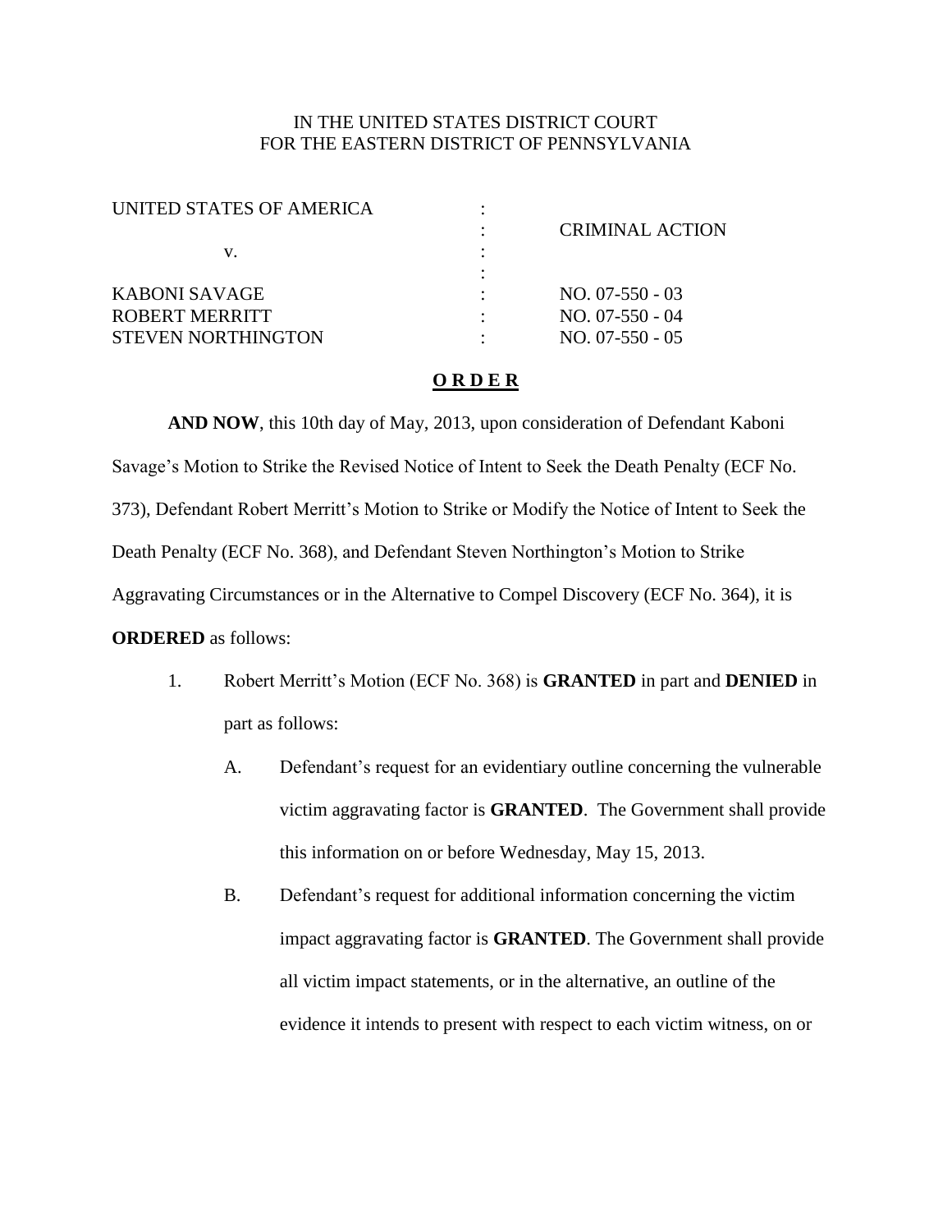IN THE UNITED STATES DISTRICT COURT
FOR THE EASTERN DISTRICT OF PENNSYLVANIA

| | | |
|---|---|---|
| UNITED STATES OF AMERICA | : | |
| | : | CRIMINAL ACTION |
| v. | : | |
| | : | |
| KABONI SAVAGE | : | NO. 07-550 - 03 |
| ROBERT MERRITT | : | NO. 07-550 - 04 |
| STEVEN NORTHINGTON | : | NO. 07-550 - 05 |

**O R D E R**

**AND NOW**, this 10th day of May, 2013, upon consideration of Defendant Kaboni Savage's Motion to Strike the Revised Notice of Intent to Seek the Death Penalty (ECF No. 373), Defendant Robert Merritt's Motion to Strike or Modify the Notice of Intent to Seek the Death Penalty (ECF No. 368), and Defendant Steven Northington's Motion to Strike Aggravating Circumstances or in the Alternative to Compel Discovery (ECF No. 364), it is **ORDERED** as follows:

1. Robert Merritt's Motion (ECF No. 368) is **GRANTED** in part and **DENIED** in part as follows:

   A. Defendant's request for an evidentiary outline concerning the vulnerable victim aggravating factor is **GRANTED**. The Government shall provide this information on or before Wednesday, May 15, 2013.

   B. Defendant's request for additional information concerning the victim impact aggravating factor is **GRANTED**. The Government shall provide all victim impact statements, or in the alternative, an outline of the evidence it intends to present with respect to each victim witness, on or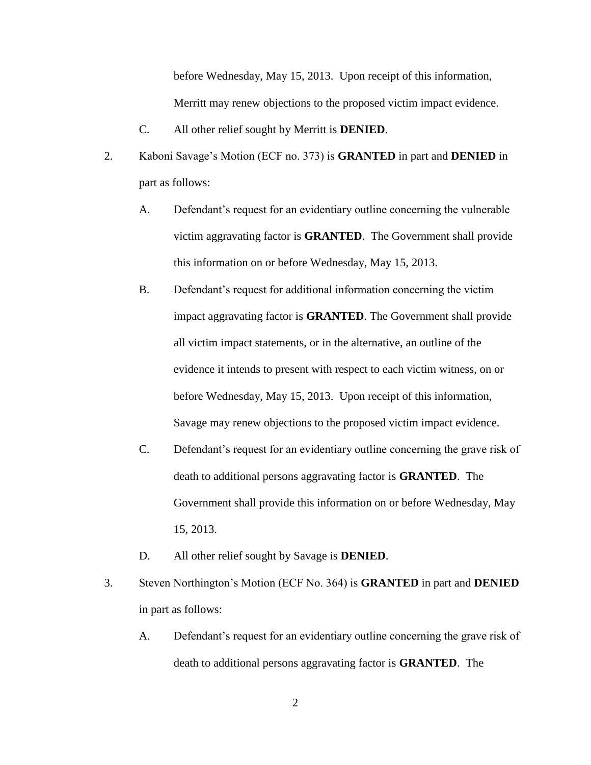before Wednesday, May 15, 2013. Upon receipt of this information, Merritt may renew objections to the proposed victim impact evidence.

C. All other relief sought by Merritt is **DENIED**.

2. Kaboni Savage's Motion (ECF no. 373) is **GRANTED** in part and **DENIED** in part as follows:

   A. Defendant's request for an evidentiary outline concerning the vulnerable victim aggravating factor is **GRANTED**. The Government shall provide this information on or before Wednesday, May 15, 2013.

   B. Defendant's request for additional information concerning the victim impact aggravating factor is **GRANTED**. The Government shall provide all victim impact statements, or in the alternative, an outline of the evidence it intends to present with respect to each victim witness, on or before Wednesday, May 15, 2013. Upon receipt of this information, Savage may renew objections to the proposed victim impact evidence.

   C. Defendant's request for an evidentiary outline concerning the grave risk of death to additional persons aggravating factor is **GRANTED**. The Government shall provide this information on or before Wednesday, May 15, 2013.

   D. All other relief sought by Savage is **DENIED**.

3. Steven Northington's Motion (ECF No. 364) is **GRANTED** in part and **DENIED** in part as follows:

   A. Defendant's request for an evidentiary outline concerning the grave risk of death to additional persons aggravating factor is **GRANTED**. The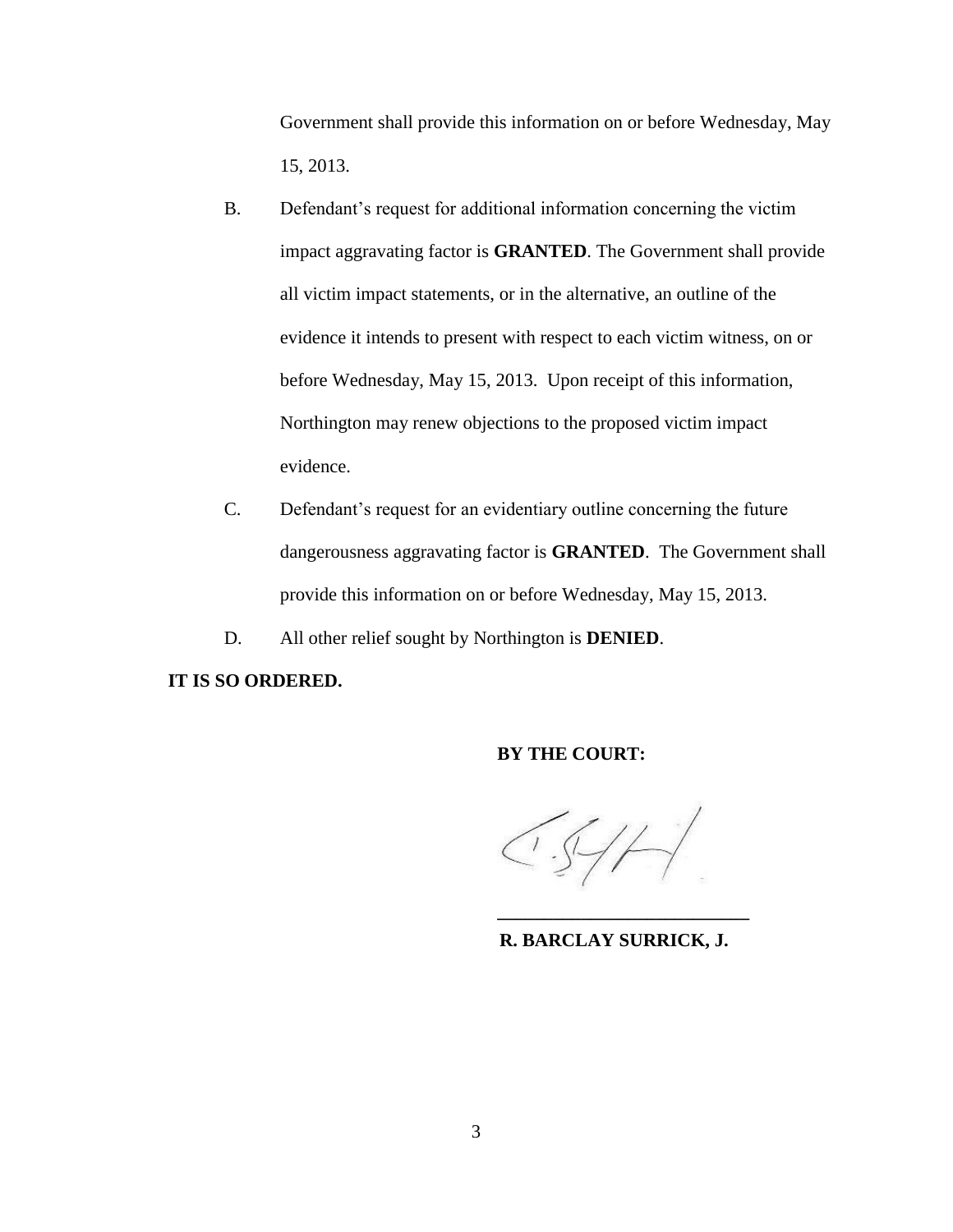Government shall provide this information on or before Wednesday, May 15, 2013.

B. Defendant's request for additional information concerning the victim impact aggravating factor is **GRANTED**. The Government shall provide all victim impact statements, or in the alternative, an outline of the evidence it intends to present with respect to each victim witness, on or before Wednesday, May 15, 2013. Upon receipt of this information, Northington may renew objections to the proposed victim impact evidence.

C. Defendant's request for an evidentiary outline concerning the future dangerousness aggravating factor is **GRANTED**. The Government shall provide this information on or before Wednesday, May 15, 2013.

D. All other relief sought by Northington is **DENIED**.

**IT IS SO ORDERED.**

**BY THE COURT:**

**R. BARCLAY SURRICK, J.**